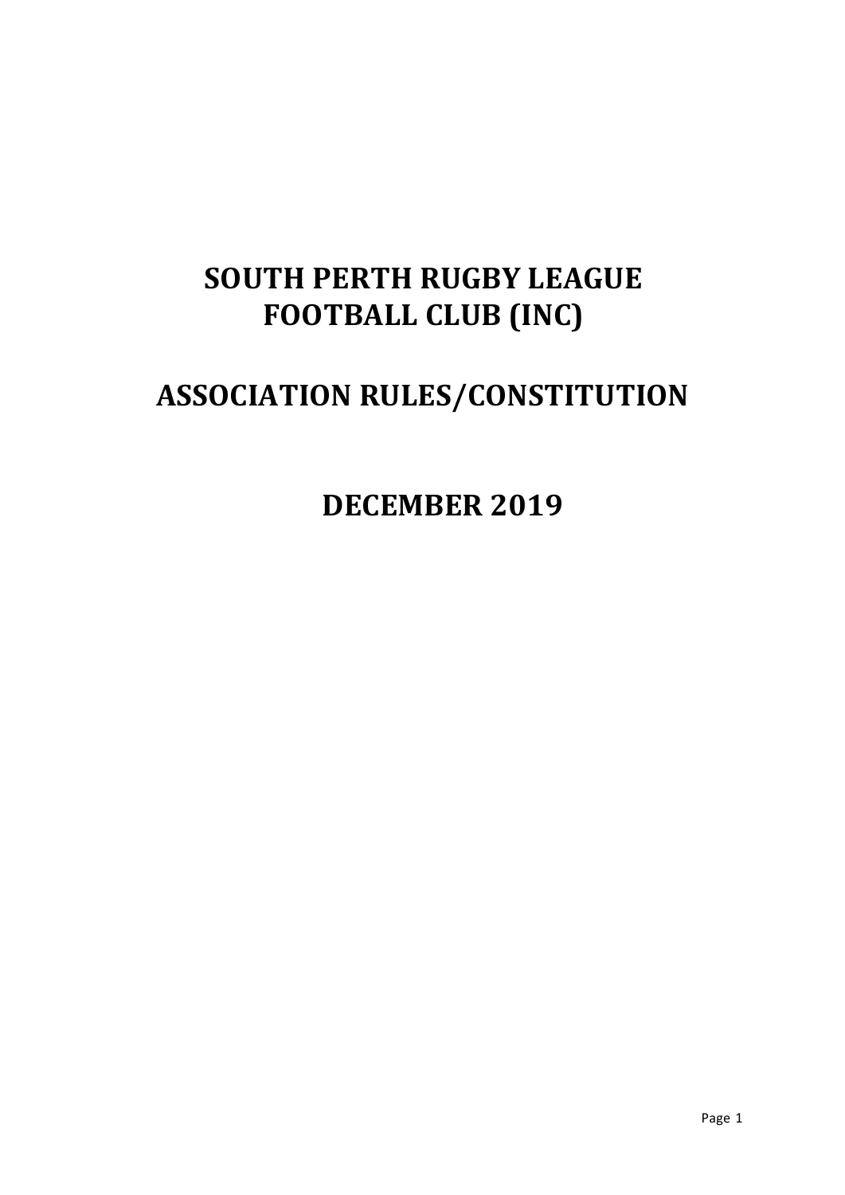# SOUTH PERTH RUGBY LEAGUE FOOTBALL CLUB (INC)

# ASSOCIATION RULES/CONSTITUTION

# DECEMBER 2019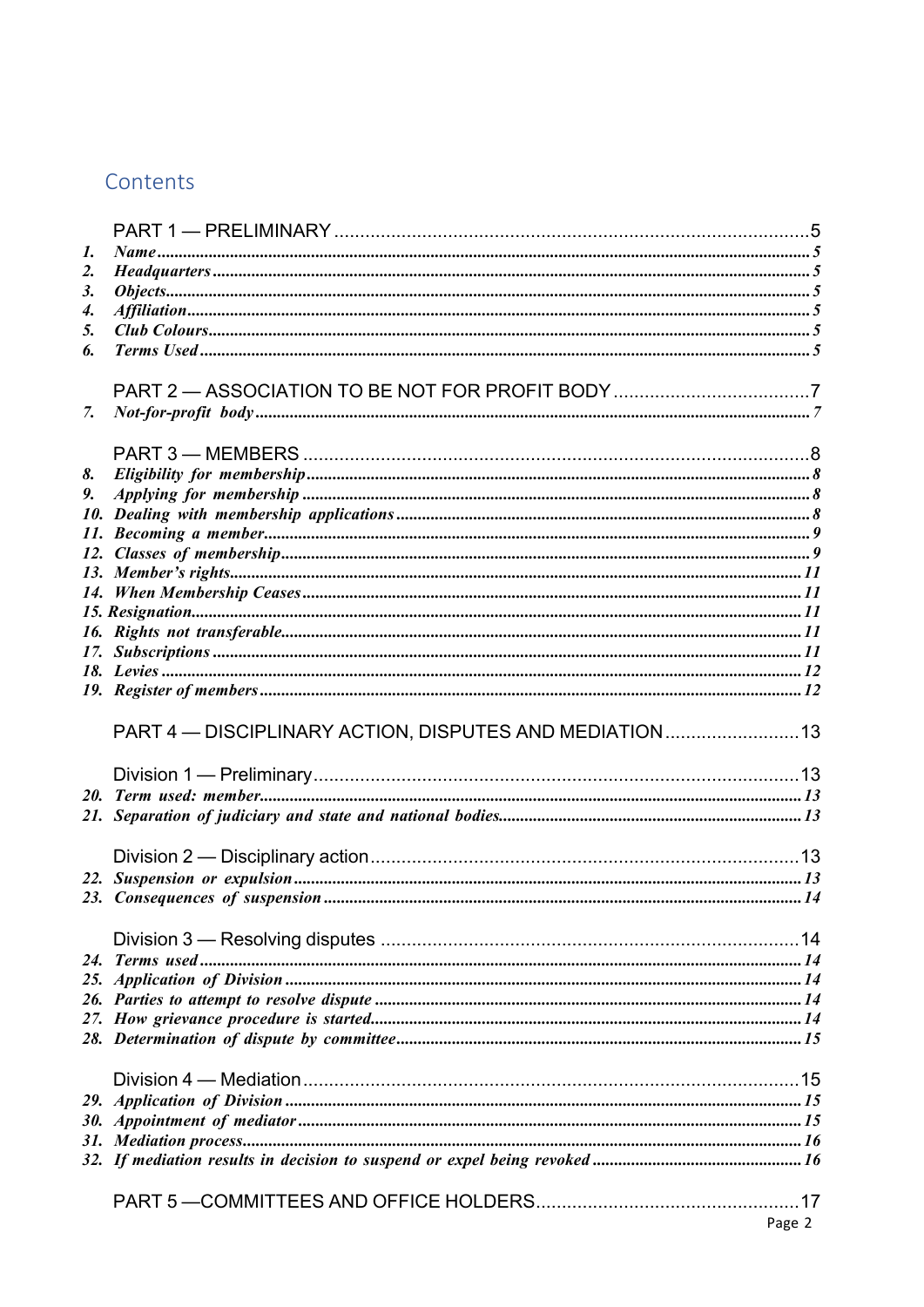## Contents

PART 1 — PRELIMINARY ..... 5

1. *Name* ..... 5
2. *Headquarters* ..... 5
3. *Objects* ..... 5
4. *Affiliation* ..... 5
5. *Club Colours* ..... 5
6. *Terms Used* ..... 5

PART 2 — ASSOCIATION TO BE NOT FOR PROFIT BODY ..... 7

7. *Not-for-profit body* ..... 7

PART 3 — MEMBERS ..... 8

8. *Eligibility for membership* ..... 8
9. *Applying for membership* ..... 8
10. *Dealing with membership applications* ..... 8
11. *Becoming a member* ..... 9
12. *Classes of membership* ..... 9
13. *Member's rights* ..... 11
14. *When Membership Ceases* ..... 11
15. *Resignation* ..... 11
16. *Rights not transferable* ..... 11
17. *Subscriptions* ..... 11
18. *Levies* ..... 12
19. *Register of members* ..... 12

PART 4 — DISCIPLINARY ACTION, DISPUTES AND MEDIATION ..... 13

Division 1 — Preliminary ..... 13

20. *Term used: member* ..... 13
21. *Separation of judiciary and state and national bodies* ..... 13

Division 2 — Disciplinary action ..... 13

22. *Suspension or expulsion* ..... 13
23. *Consequences of suspension* ..... 14

Division 3 — Resolving disputes ..... 14

24. *Terms used* ..... 14
25. *Application of Division* ..... 14
26. *Parties to attempt to resolve dispute* ..... 14
27. *How grievance procedure is started* ..... 14
28. *Determination of dispute by committee* ..... 15

Division 4 — Mediation ..... 15

29. *Application of Division* ..... 15
30. *Appointment of mediator* ..... 15
31. *Mediation process* ..... 16
32. *If mediation results in decision to suspend or expel being revoked* ..... 16

PART 5 —COMMITTEES AND OFFICE HOLDERS ..... 17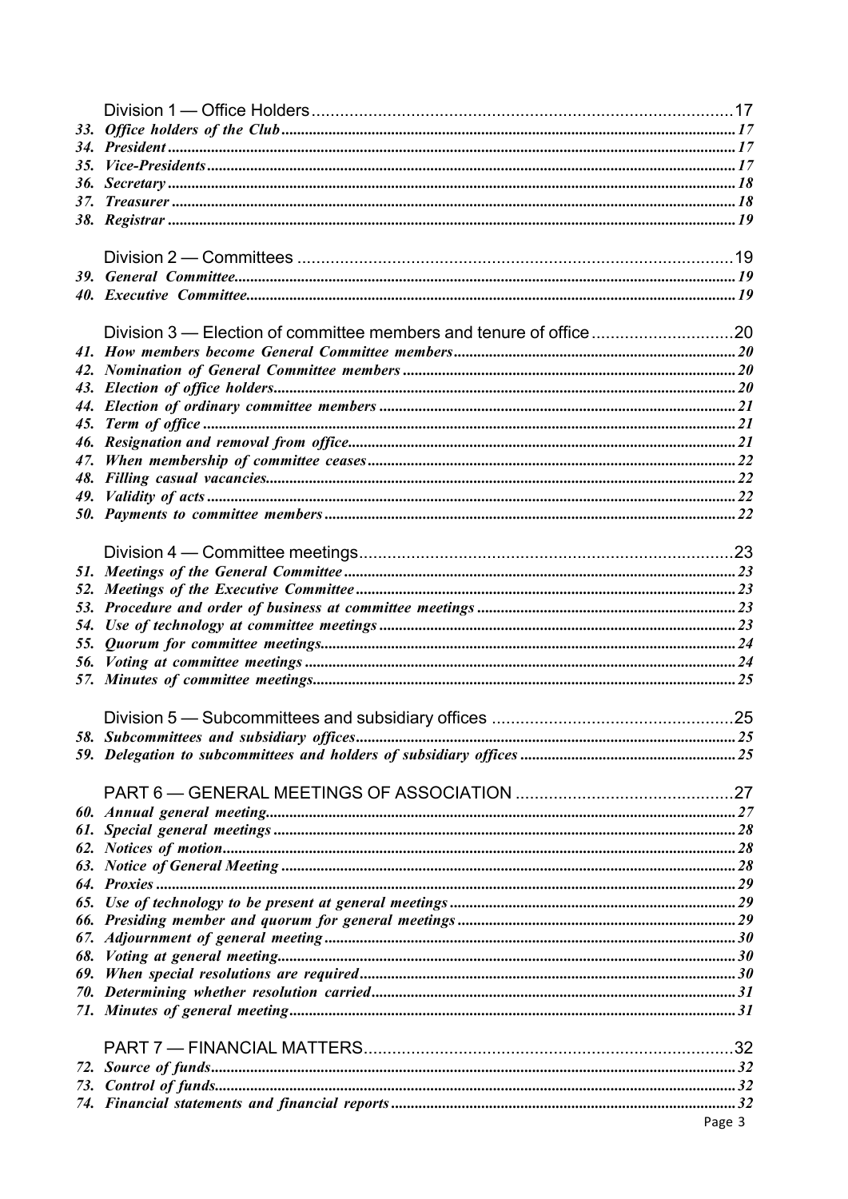Division 1 — Office Holders ........................................................................................ 17

*33. Office holders of the Club* ........................................................................................ *17*
*34. President* ........................................................................................ *17*
*35. Vice-Presidents* ........................................................................................ *17*
*36. Secretary* ........................................................................................ *18*
*37. Treasurer* ........................................................................................ *18*
*38. Registrar* ........................................................................................ *19*

Division 2 — Committees ........................................................................................ 19

*39. General Committee* ........................................................................................ *19*
*40. Executive Committee* ........................................................................................ *19*

Division 3 — Election of committee members and tenure of office ........................................ 20

*41. How members become General Committee members* ........................................................ *20*
*42. Nomination of General Committee members* ........................................................ *20*
*43. Election of office holders* ........................................................................................ *20*
*44. Election of ordinary committee members* ........................................................................ *21*
*45. Term of office* ........................................................................................ *21*
*46. Resignation and removal from office* ........................................................................ *21*
*47. When membership of committee ceases* ........................................................................ *22*
*48. Filling casual vacancies* ........................................................................................ *22*
*49. Validity of acts* ........................................................................................ *22*
*50. Payments to committee members* ........................................................................................ *22*

Division 4 — Committee meetings ........................................................................................ 23

*51. Meetings of the General Committee* ........................................................................................ *23*
*52. Meetings of the Executive Committee* ........................................................................................ *23*
*53. Procedure and order of business at committee meetings* ........................................................ *23*
*54. Use of technology at committee meetings* ........................................................................ *23*
*55. Quorum for committee meetings* ........................................................................................ *24*
*56. Voting at committee meetings* ........................................................................................ *24*
*57. Minutes of committee meetings* ........................................................................................ *25*

Division 5 — Subcommittees and subsidiary offices ........................................................ 25

*58. Subcommittees and subsidiary offices* ........................................................................................ *25*
*59. Delegation to subcommittees and holders of subsidiary offices* ........................................ *25*

PART 6 — GENERAL MEETINGS OF ASSOCIATION ........................................................ 27

*60. Annual general meeting* ........................................................................................ *27*
*61. Special general meetings* ........................................................................................ *28*
*62. Notices of motion* ........................................................................................ *28*
*63. Notice of General Meeting* ........................................................................................ *28*
*64. Proxies* ........................................................................................ *29*
*65. Use of technology to be present at general meetings* ........................................................ *29*
*66. Presiding member and quorum for general meetings* ........................................................ *29*
*67. Adjournment of general meeting* ........................................................................................ *30*
*68. Voting at general meeting* ........................................................................................ *30*
*69. When special resolutions are required* ........................................................................................ *30*
*70. Determining whether resolution carried* ........................................................................................ *31*
*71. Minutes of general meeting* ........................................................................................ *31*

PART 7 — FINANCIAL MATTERS ........................................................................................ 32

*72. Source of funds* ........................................................................................ *32*
*73. Control of funds* ........................................................................................ *32*
*74. Financial statements and financial reports* ........................................................................................ *32*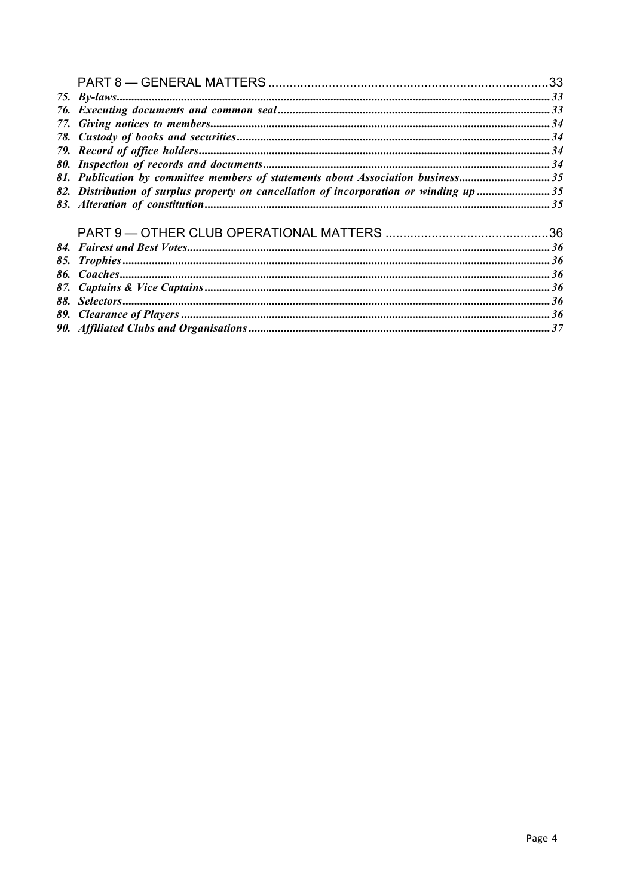PART 8 — GENERAL MATTERS ........................................................................................ 33

*75. By-laws* ........................................................................................................................ *33*
*76. Executing documents and common seal* ....................................................................... *33*
*77. Giving notices to members* ............................................................................................ *34*
*78. Custody of books and securities* .................................................................................... *34*
*79. Record of office holders* ................................................................................................ *34*
*80. Inspection of records and documents* ............................................................................ *34*
*81. Publication by committee members of statements about Association business* ................ *35*
*82. Distribution of surplus property on cancellation of incorporation or winding up* ............ *35*
*83. Alteration of constitution* ............................................................................................... *35*

PART 9 — OTHER CLUB OPERATIONAL MATTERS ........................................................ 36

*84. Fairest and Best Votes* .................................................................................................... *36*
*85. Trophies* ......................................................................................................................... *36*
*86. Coaches* .......................................................................................................................... *36*
*87. Captains & Vice Captains* ............................................................................................... *36*
*88. Selectors* ......................................................................................................................... *36*
*89. Clearance of Players* ....................................................................................................... *36*
*90. Affiliated Clubs and Organisations* ................................................................................. *37*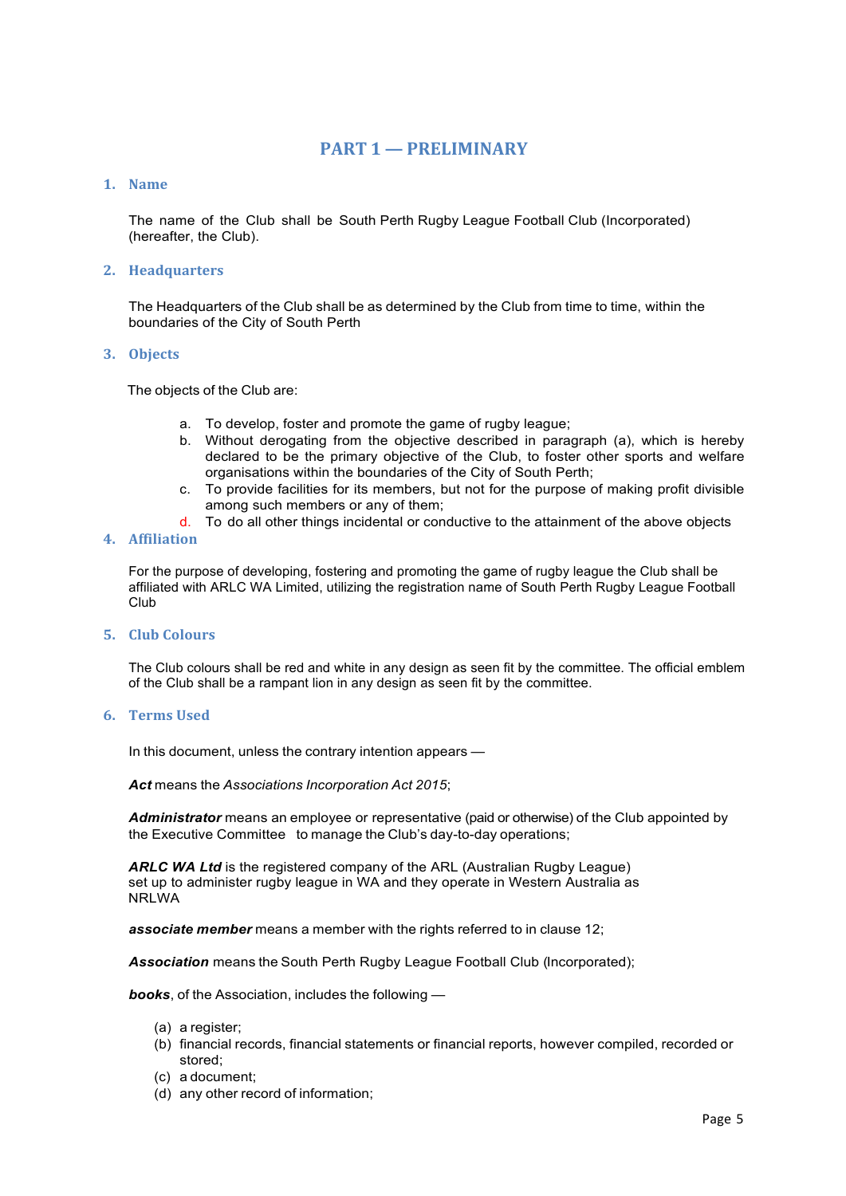# PART 1 — PRELIMINARY

## 1. Name

The name of the Club shall be South Perth Rugby League Football Club (Incorporated) (hereafter, the Club).

## 2. Headquarters

The Headquarters of the Club shall be as determined by the Club from time to time, within the boundaries of the City of South Perth

## 3. Objects

The objects of the Club are:

a. To develop, foster and promote the game of rugby league;
b. Without derogating from the objective described in paragraph (a), which is hereby declared to be the primary objective of the Club, to foster other sports and welfare organisations within the boundaries of the City of South Perth;
c. To provide facilities for its members, but not for the purpose of making profit divisible among such members or any of them;
d. To do all other things incidental or conductive to the attainment of the above objects

## 4. Affiliation

For the purpose of developing, fostering and promoting the game of rugby league the Club shall be affiliated with ARLC WA Limited, utilizing the registration name of South Perth Rugby League Football Club

## 5. Club Colours

The Club colours shall be red and white in any design as seen fit by the committee. The official emblem of the Club shall be a rampant lion in any design as seen fit by the committee.

## 6. Terms Used

In this document, unless the contrary intention appears —

***Act*** means the *Associations Incorporation Act 2015*;

***Administrator*** means an employee or representative (paid or otherwise) of the Club appointed by the Executive Committee to manage the Club's day-to-day operations;

***ARLC WA Ltd*** is the registered company of the ARL (Australian Rugby League) set up to administer rugby league in WA and they operate in Western Australia as NRLWA

***associate member*** means a member with the rights referred to in clause 12;

***Association*** means the South Perth Rugby League Football Club (Incorporated);

***books***, of the Association, includes the following —

(a) a register;
(b) financial records, financial statements or financial reports, however compiled, recorded or stored;
(c) a document;
(d) any other record of information;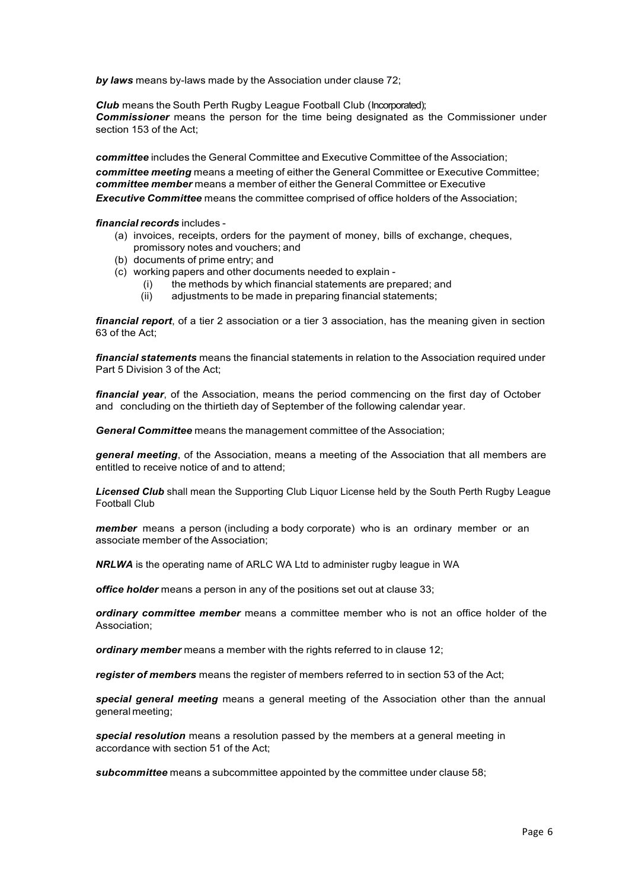***by laws*** means by-laws made by the Association under clause 72;

***Club*** means the South Perth Rugby League Football Club (Incorporated);
***Commissioner*** means the person for the time being designated as the Commissioner under section 153 of the Act;

***committee*** includes the General Committee and Executive Committee of the Association;
***committee meeting*** means a meeting of either the General Committee or Executive Committee;
***committee member*** means a member of either the General Committee or Executive
***Executive Committee*** means the committee comprised of office holders of the Association;

***financial records*** includes -

(a) invoices, receipts, orders for the payment of money, bills of exchange, cheques, promissory notes and vouchers; and
(b) documents of prime entry; and
(c) working papers and other documents needed to explain -
    (i) the methods by which financial statements are prepared; and
    (ii) adjustments to be made in preparing financial statements;

***financial report***, of a tier 2 association or a tier 3 association, has the meaning given in section 63 of the Act;

***financial statements*** means the financial statements in relation to the Association required under Part 5 Division 3 of the Act;

***financial year***, of the Association, means the period commencing on the first day of October and concluding on the thirtieth day of September of the following calendar year.

***General Committee*** means the management committee of the Association;

***general meeting***, of the Association, means a meeting of the Association that all members are entitled to receive notice of and to attend;

***Licensed Club*** shall mean the Supporting Club Liquor License held by the South Perth Rugby League Football Club

***member*** means a person (including a body corporate) who is an ordinary member or an associate member of the Association;

***NRLWA*** is the operating name of ARLC WA Ltd to administer rugby league in WA

***office holder*** means a person in any of the positions set out at clause 33;

***ordinary committee member*** means a committee member who is not an office holder of the Association;

***ordinary member*** means a member with the rights referred to in clause 12;

***register of members*** means the register of members referred to in section 53 of the Act;

***special general meeting*** means a general meeting of the Association other than the annual general meeting;

***special resolution*** means a resolution passed by the members at a general meeting in accordance with section 51 of the Act;

***subcommittee*** means a subcommittee appointed by the committee under clause 58;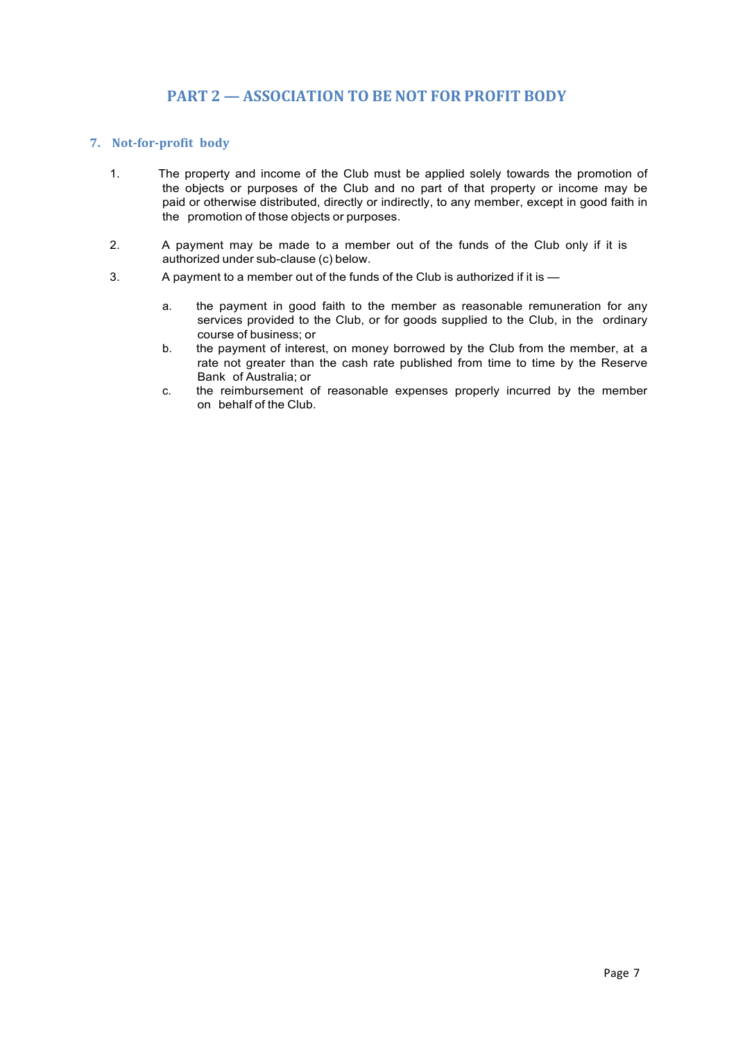# PART 2 — ASSOCIATION TO BE NOT FOR PROFIT BODY

## 7. Not-for-profit body

1. The property and income of the Club must be applied solely towards the promotion of the objects or purposes of the Club and no part of that property or income may be paid or otherwise distributed, directly or indirectly, to any member, except in good faith in the promotion of those objects or purposes.

2. A payment may be made to a member out of the funds of the Club only if it is authorized under sub-clause (c) below.

3. A payment to a member out of the funds of the Club is authorized if it is —

   a. the payment in good faith to the member as reasonable remuneration for any services provided to the Club, or for goods supplied to the Club, in the ordinary course of business; or
   
   b. the payment of interest, on money borrowed by the Club from the member, at a rate not greater than the cash rate published from time to time by the Reserve Bank of Australia; or
   
   c. the reimbursement of reasonable expenses properly incurred by the member on behalf of the Club.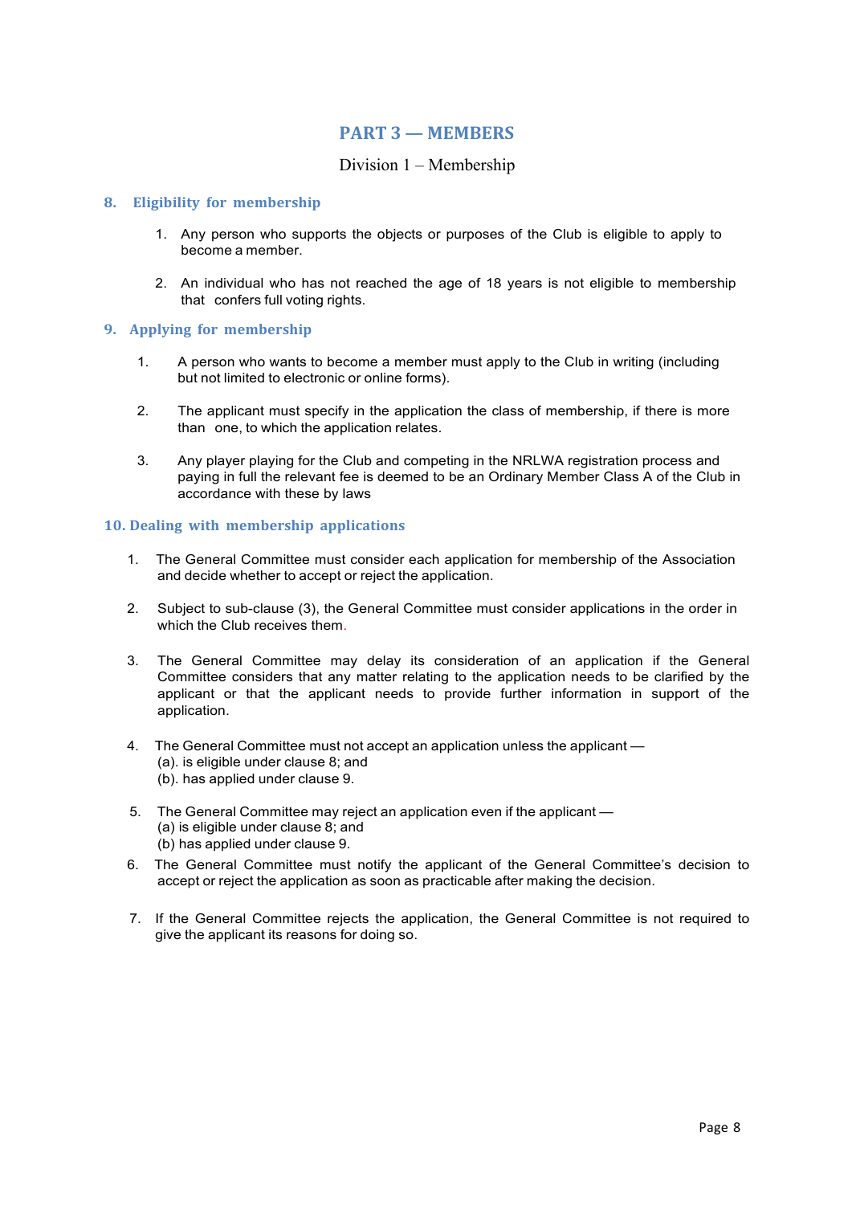# PART 3 — MEMBERS

## Division 1 – Membership

### 8. Eligibility for membership

1. Any person who supports the objects or purposes of the Club is eligible to apply to become a member.

2. An individual who has not reached the age of 18 years is not eligible to membership that confers full voting rights.

### 9. Applying for membership

1. A person who wants to become a member must apply to the Club in writing (including but not limited to electronic or online forms).

2. The applicant must specify in the application the class of membership, if there is more than one, to which the application relates.

3. Any player playing for the Club and competing in the NRLWA registration process and paying in full the relevant fee is deemed to be an Ordinary Member Class A of the Club in accordance with these by laws

### 10. Dealing with membership applications

1. The General Committee must consider each application for membership of the Association and decide whether to accept or reject the application.

2. Subject to sub-clause (3), the General Committee must consider applications in the order in which the Club receives them.

3. The General Committee may delay its consideration of an application if the General Committee considers that any matter relating to the application needs to be clarified by the applicant or that the applicant needs to provide further information in support of the application.

4. The General Committee must not accept an application unless the applicant —
   (a). is eligible under clause 8; and
   (b). has applied under clause 9.

5. The General Committee may reject an application even if the applicant —
   (a) is eligible under clause 8; and
   (b) has applied under clause 9.

6. The General Committee must notify the applicant of the General Committee's decision to accept or reject the application as soon as practicable after making the decision.

7. If the General Committee rejects the application, the General Committee is not required to give the applicant its reasons for doing so.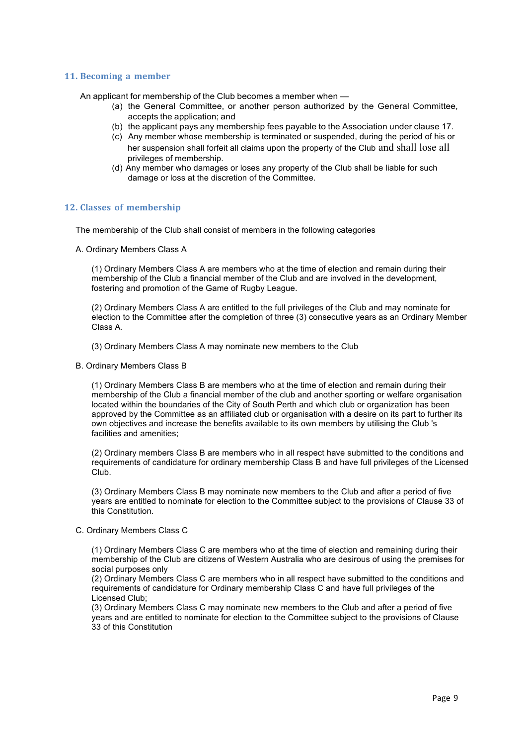## 11. Becoming a member

An applicant for membership of the Club becomes a member when —

(a) the General Committee, or another person authorized by the General Committee, accepts the application; and
(b) the applicant pays any membership fees payable to the Association under clause 17.
(c) Any member whose membership is terminated or suspended, during the period of his or her suspension shall forfeit all claims upon the property of the Club and shall lose all privileges of membership.
(d) Any member who damages or loses any property of the Club shall be liable for such damage or loss at the discretion of the Committee.

## 12. Classes of membership

The membership of the Club shall consist of members in the following categories

A. Ordinary Members Class A

(1) Ordinary Members Class A are members who at the time of election and remain during their membership of the Club a financial member of the Club and are involved in the development, fostering and promotion of the Game of Rugby League.

(2) Ordinary Members Class A are entitled to the full privileges of the Club and may nominate for election to the Committee after the completion of three (3) consecutive years as an Ordinary Member Class A.

(3) Ordinary Members Class A may nominate new members to the Club

B. Ordinary Members Class B

(1) Ordinary Members Class B are members who at the time of election and remain during their membership of the Club a financial member of the club and another sporting or welfare organisation located within the boundaries of the City of South Perth and which club or organization has been approved by the Committee as an affiliated club or organisation with a desire on its part to further its own objectives and increase the benefits available to its own members by utilising the Club 's facilities and amenities;

(2) Ordinary members Class B are members who in all respect have submitted to the conditions and requirements of candidature for ordinary membership Class B and have full privileges of the Licensed Club.

(3) Ordinary Members Class B may nominate new members to the Club and after a period of five years are entitled to nominate for election to the Committee subject to the provisions of Clause 33 of this Constitution.

C. Ordinary Members Class C

(1) Ordinary Members Class C are members who at the time of election and remaining during their membership of the Club are citizens of Western Australia who are desirous of using the premises for social purposes only
(2) Ordinary Members Class C are members who in all respect have submitted to the conditions and requirements of candidature for Ordinary membership Class C and have full privileges of the Licensed Club;
(3) Ordinary Members Class C may nominate new members to the Club and after a period of five years and are entitled to nominate for election to the Committee subject to the provisions of Clause 33 of this Constitution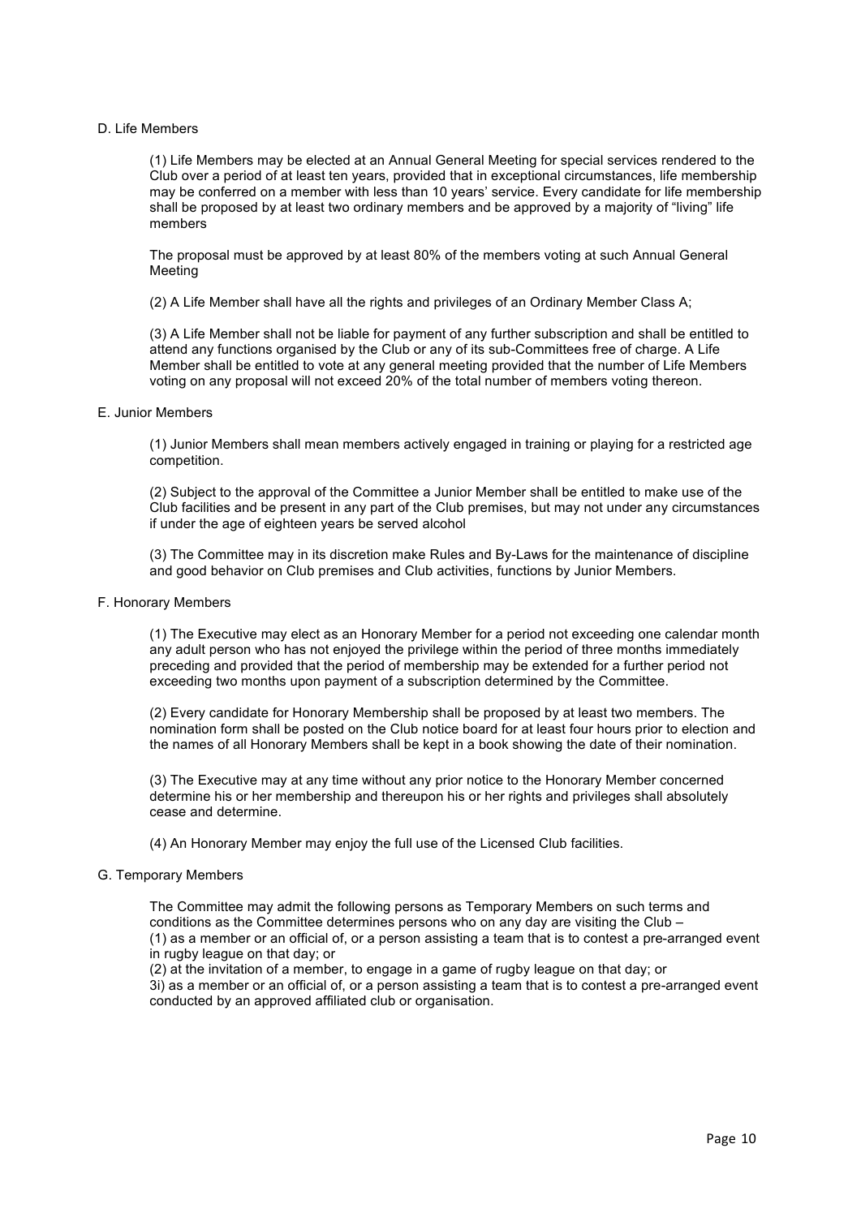D. Life Members

(1) Life Members may be elected at an Annual General Meeting for special services rendered to the Club over a period of at least ten years, provided that in exceptional circumstances, life membership may be conferred on a member with less than 10 years' service. Every candidate for life membership shall be proposed by at least two ordinary members and be approved by a majority of "living" life members

The proposal must be approved by at least 80% of the members voting at such Annual General Meeting

(2) A Life Member shall have all the rights and privileges of an Ordinary Member Class A;

(3) A Life Member shall not be liable for payment of any further subscription and shall be entitled to attend any functions organised by the Club or any of its sub-Committees free of charge. A Life Member shall be entitled to vote at any general meeting provided that the number of Life Members voting on any proposal will not exceed 20% of the total number of members voting thereon.

E. Junior Members

(1) Junior Members shall mean members actively engaged in training or playing for a restricted age competition.

(2) Subject to the approval of the Committee a Junior Member shall be entitled to make use of the Club facilities and be present in any part of the Club premises, but may not under any circumstances if under the age of eighteen years be served alcohol

(3) The Committee may in its discretion make Rules and By-Laws for the maintenance of discipline and good behavior on Club premises and Club activities, functions by Junior Members.

F. Honorary Members

(1) The Executive may elect as an Honorary Member for a period not exceeding one calendar month any adult person who has not enjoyed the privilege within the period of three months immediately preceding and provided that the period of membership may be extended for a further period not exceeding two months upon payment of a subscription determined by the Committee.

(2) Every candidate for Honorary Membership shall be proposed by at least two members. The nomination form shall be posted on the Club notice board for at least four hours prior to election and the names of all Honorary Members shall be kept in a book showing the date of their nomination.

(3) The Executive may at any time without any prior notice to the Honorary Member concerned determine his or her membership and thereupon his or her rights and privileges shall absolutely cease and determine.

(4) An Honorary Member may enjoy the full use of the Licensed Club facilities.

G. Temporary Members

The Committee may admit the following persons as Temporary Members on such terms and conditions as the Committee determines persons who on any day are visiting the Club –
(1) as a member or an official of, or a person assisting a team that is to contest a pre-arranged event in rugby league on that day; or
(2) at the invitation of a member, to engage in a game of rugby league on that day; or
3i) as a member or an official of, or a person assisting a team that is to contest a pre-arranged event conducted by an approved affiliated club or organisation.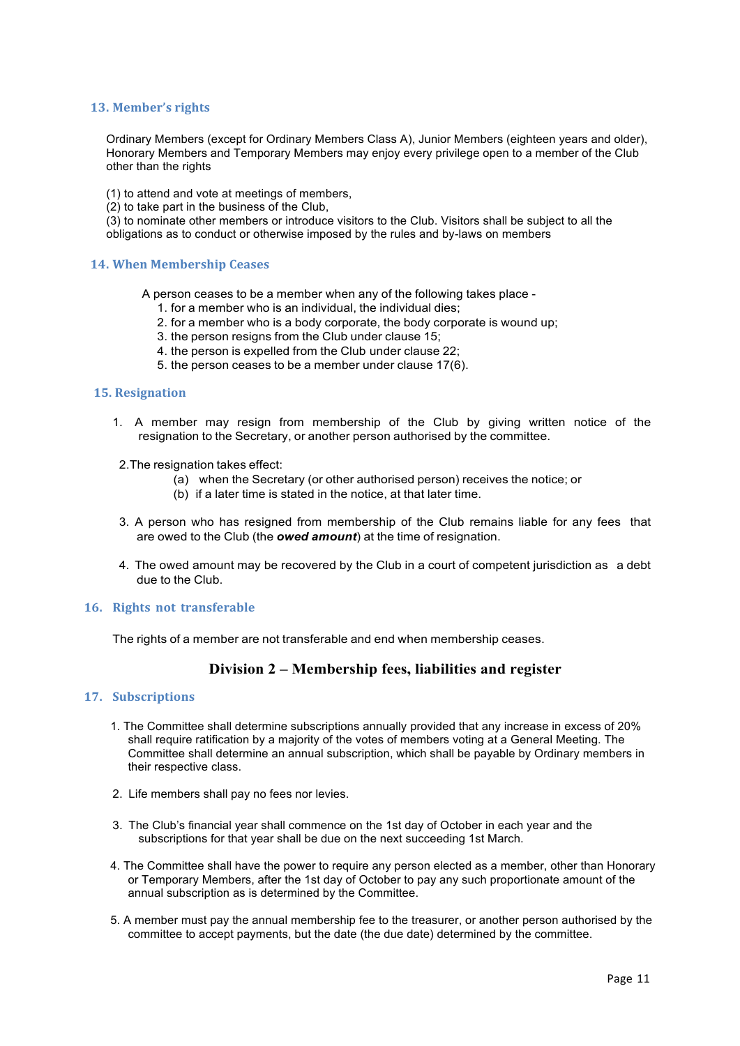## 13. Member's rights

Ordinary Members (except for Ordinary Members Class A), Junior Members (eighteen years and older), Honorary Members and Temporary Members may enjoy every privilege open to a member of the Club other than the rights

(1) to attend and vote at meetings of members,
(2) to take part in the business of the Club,
(3) to nominate other members or introduce visitors to the Club. Visitors shall be subject to all the obligations as to conduct or otherwise imposed by the rules and by-laws on members

## 14. When Membership Ceases

A person ceases to be a member when any of the following takes place -

1. for a member who is an individual, the individual dies;
2. for a member who is a body corporate, the body corporate is wound up;
3. the person resigns from the Club under clause 15;
4. the person is expelled from the Club under clause 22;
5. the person ceases to be a member under clause 17(6).

## 15. Resignation

1. A member may resign from membership of the Club by giving written notice of the resignation to the Secretary, or another person authorised by the committee.

2. The resignation takes effect:
   (a) when the Secretary (or other authorised person) receives the notice; or
   (b) if a later time is stated in the notice, at that later time.

3. A person who has resigned from membership of the Club remains liable for any fees that are owed to the Club (the ***owed amount***) at the time of resignation.

4. The owed amount may be recovered by the Club in a court of competent jurisdiction as a debt due to the Club.

## 16. Rights not transferable

The rights of a member are not transferable and end when membership ceases.

# Division 2 – Membership fees, liabilities and register

## 17. Subscriptions

1. The Committee shall determine subscriptions annually provided that any increase in excess of 20% shall require ratification by a majority of the votes of members voting at a General Meeting. The Committee shall determine an annual subscription, which shall be payable by Ordinary members in their respective class.

2. Life members shall pay no fees nor levies.

3. The Club's financial year shall commence on the 1st day of October in each year and the subscriptions for that year shall be due on the next succeeding 1st March.

4. The Committee shall have the power to require any person elected as a member, other than Honorary or Temporary Members, after the 1st day of October to pay any such proportionate amount of the annual subscription as is determined by the Committee.

5. A member must pay the annual membership fee to the treasurer, or another person authorised by the committee to accept payments, but the date (the due date) determined by the committee.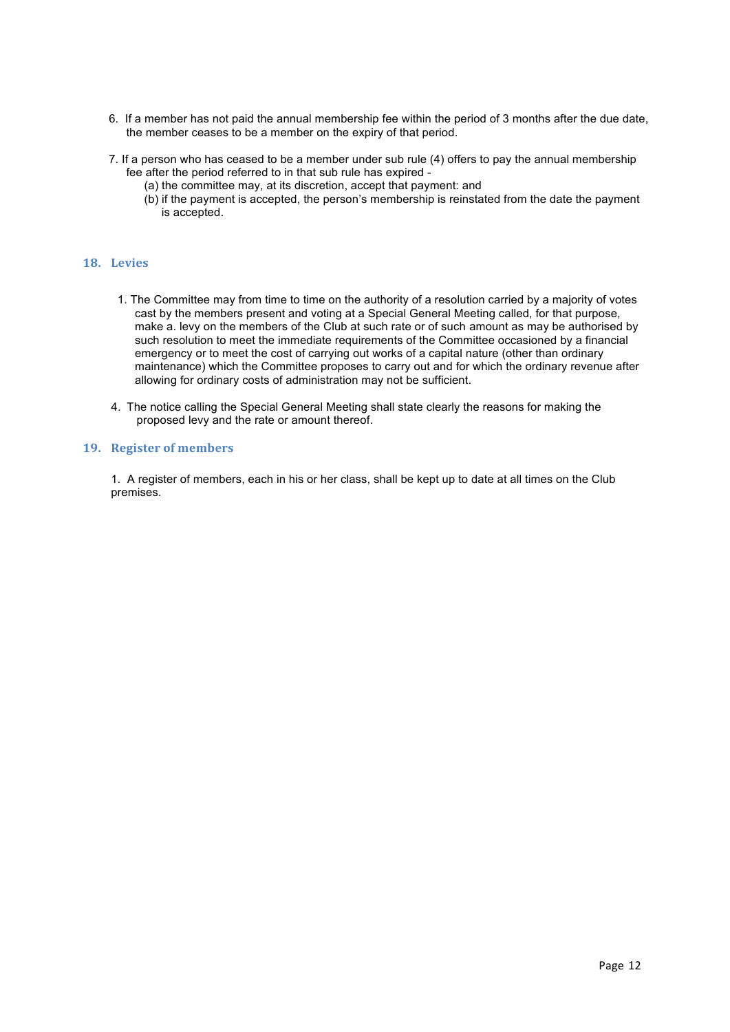6. If a member has not paid the annual membership fee within the period of 3 months after the due date, the member ceases to be a member on the expiry of that period.

7. If a person who has ceased to be a member under sub rule (4) offers to pay the annual membership fee after the period referred to in that sub rule has expired -
    (a) the committee may, at its discretion, accept that payment: and
    (b) if the payment is accepted, the person's membership is reinstated from the date the payment is accepted.

## 18. Levies

1. The Committee may from time to time on the authority of a resolution carried by a majority of votes cast by the members present and voting at a Special General Meeting called, for that purpose, make a. levy on the members of the Club at such rate or of such amount as may be authorised by such resolution to meet the immediate requirements of the Committee occasioned by a financial emergency or to meet the cost of carrying out works of a capital nature (other than ordinary maintenance) which the Committee proposes to carry out and for which the ordinary revenue after allowing for ordinary costs of administration may not be sufficient.

4. The notice calling the Special General Meeting shall state clearly the reasons for making the proposed levy and the rate or amount thereof.

## 19. Register of members

1. A register of members, each in his or her class, shall be kept up to date at all times on the Club premises.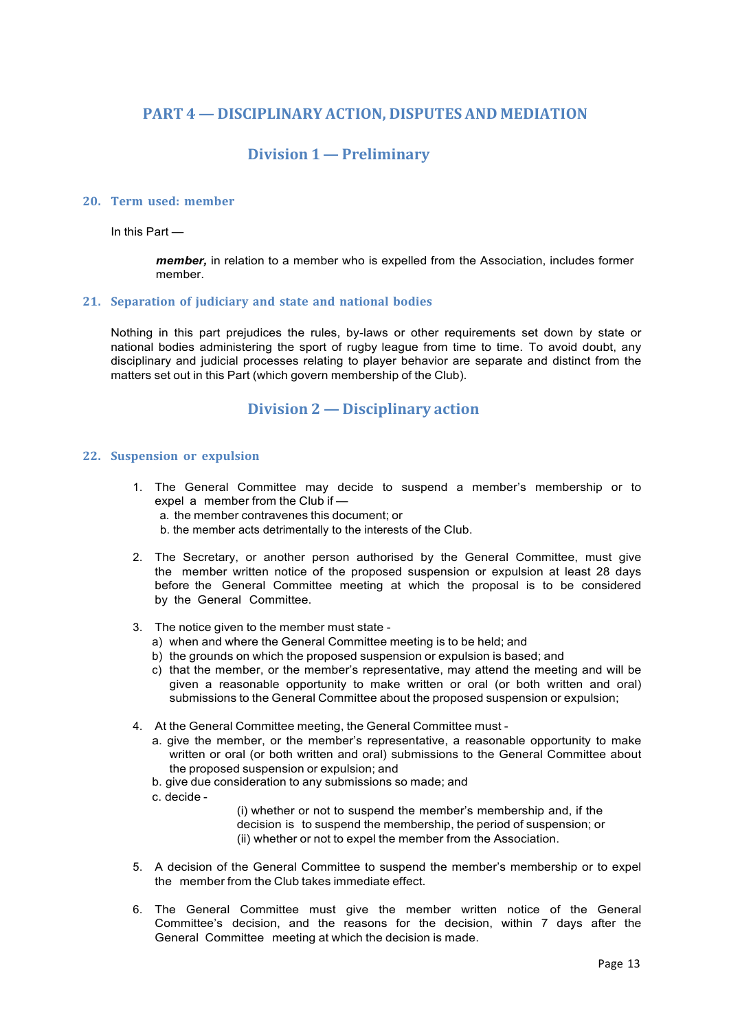# PART 4 — DISCIPLINARY ACTION, DISPUTES AND MEDIATION

## Division 1 — Preliminary

### 20. Term used: member

In this Part —

> ***member,*** in relation to a member who is expelled from the Association, includes former member.

### 21. Separation of judiciary and state and national bodies

Nothing in this part prejudices the rules, by-laws or other requirements set down by state or national bodies administering the sport of rugby league from time to time. To avoid doubt, any disciplinary and judicial processes relating to player behavior are separate and distinct from the matters set out in this Part (which govern membership of the Club).

## Division 2 — Disciplinary action

### 22. Suspension or expulsion

1. The General Committee may decide to suspend a member's membership or to expel a member from the Club if —
   a. the member contravenes this document; or
   b. the member acts detrimentally to the interests of the Club.

2. The Secretary, or another person authorised by the General Committee, must give the member written notice of the proposed suspension or expulsion at least 28 days before the General Committee meeting at which the proposal is to be considered by the General Committee.

3. The notice given to the member must state -
   a) when and where the General Committee meeting is to be held; and
   b) the grounds on which the proposed suspension or expulsion is based; and
   c) that the member, or the member's representative, may attend the meeting and will be given a reasonable opportunity to make written or oral (or both written and oral) submissions to the General Committee about the proposed suspension or expulsion;

4. At the General Committee meeting, the General Committee must -
   a. give the member, or the member's representative, a reasonable opportunity to make written or oral (or both written and oral) submissions to the General Committee about the proposed suspension or expulsion; and
   b. give due consideration to any submissions so made; and
   c. decide -
      (i) whether or not to suspend the member's membership and, if the decision is to suspend the membership, the period of suspension; or
      (ii) whether or not to expel the member from the Association.

5. A decision of the General Committee to suspend the member's membership or to expel the member from the Club takes immediate effect.

6. The General Committee must give the member written notice of the General Committee's decision, and the reasons for the decision, within 7 days after the General Committee meeting at which the decision is made.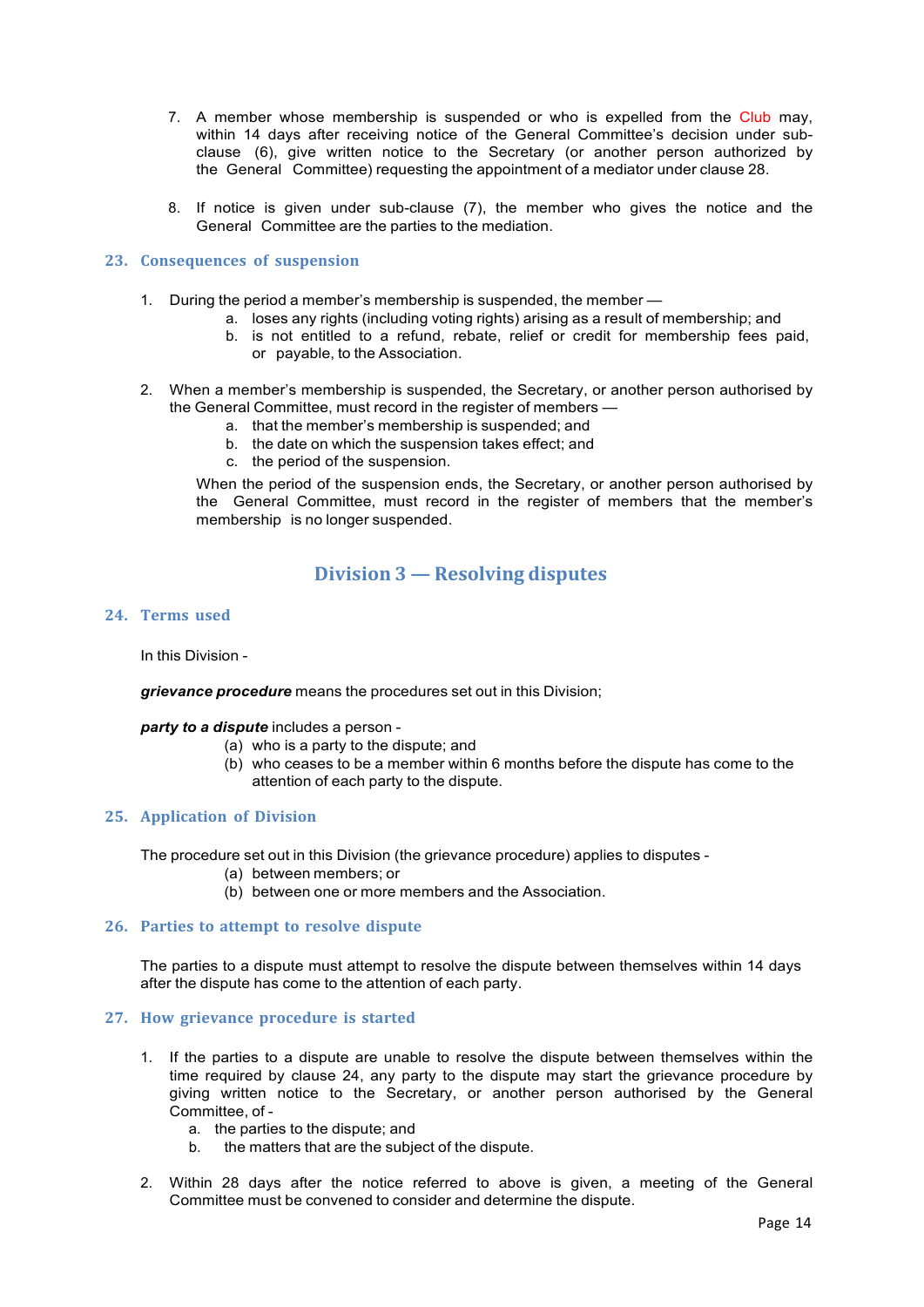7. A member whose membership is suspended or who is expelled from the Club may, within 14 days after receiving notice of the General Committee's decision under sub-clause (6), give written notice to the Secretary (or another person authorized by the General Committee) requesting the appointment of a mediator under clause 28.

8. If notice is given under sub-clause (7), the member who gives the notice and the General Committee are the parties to the mediation.

## 23. Consequences of suspension

1. During the period a member's membership is suspended, the member —
   a. loses any rights (including voting rights) arising as a result of membership; and
   b. is not entitled to a refund, rebate, relief or credit for membership fees paid, or payable, to the Association.

2. When a member's membership is suspended, the Secretary, or another person authorised by the General Committee, must record in the register of members —
   a. that the member's membership is suspended; and
   b. the date on which the suspension takes effect; and
   c. the period of the suspension.

   When the period of the suspension ends, the Secretary, or another person authorised by the General Committee, must record in the register of members that the member's membership is no longer suspended.

# Division 3 — Resolving disputes

## 24. Terms used

In this Division -

***grievance procedure*** means the procedures set out in this Division;

***party to a dispute*** includes a person -

(a) who is a party to the dispute; and
(b) who ceases to be a member within 6 months before the dispute has come to the attention of each party to the dispute.

## 25. Application of Division

The procedure set out in this Division (the grievance procedure) applies to disputes -

(a) between members; or
(b) between one or more members and the Association.

## 26. Parties to attempt to resolve dispute

The parties to a dispute must attempt to resolve the dispute between themselves within 14 days after the dispute has come to the attention of each party.

## 27. How grievance procedure is started

1. If the parties to a dispute are unable to resolve the dispute between themselves within the time required by clause 24, any party to the dispute may start the grievance procedure by giving written notice to the Secretary, or another person authorised by the General Committee, of -
   a. the parties to the dispute; and
   b. the matters that are the subject of the dispute.

2. Within 28 days after the notice referred to above is given, a meeting of the General Committee must be convened to consider and determine the dispute.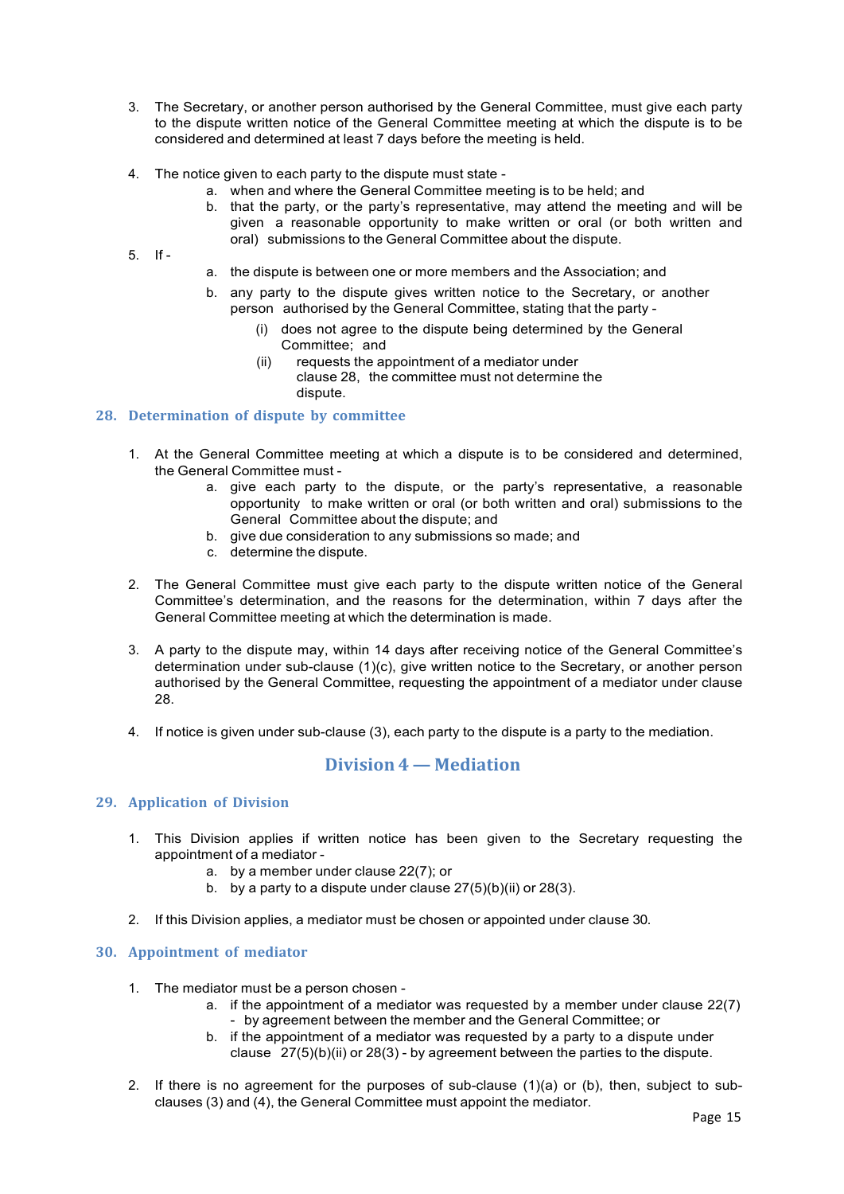3. The Secretary, or another person authorised by the General Committee, must give each party to the dispute written notice of the General Committee meeting at which the dispute is to be considered and determined at least 7 days before the meeting is held.

4. The notice given to each party to the dispute must state -
    a. when and where the General Committee meeting is to be held; and
    b. that the party, or the party's representative, may attend the meeting and will be given a reasonable opportunity to make written or oral (or both written and oral) submissions to the General Committee about the dispute.

5. If -
    a. the dispute is between one or more members and the Association; and
    b. any party to the dispute gives written notice to the Secretary, or another person authorised by the General Committee, stating that the party -
        (i) does not agree to the dispute being determined by the General Committee; and
        (ii) requests the appointment of a mediator under clause 28, the committee must not determine the dispute.

### 28. Determination of dispute by committee

1. At the General Committee meeting at which a dispute is to be considered and determined, the General Committee must -
    a. give each party to the dispute, or the party's representative, a reasonable opportunity to make written or oral (or both written and oral) submissions to the General Committee about the dispute; and
    b. give due consideration to any submissions so made; and
    c. determine the dispute.

2. The General Committee must give each party to the dispute written notice of the General Committee's determination, and the reasons for the determination, within 7 days after the General Committee meeting at which the determination is made.

3. A party to the dispute may, within 14 days after receiving notice of the General Committee's determination under sub-clause (1)(c), give written notice to the Secretary, or another person authorised by the General Committee, requesting the appointment of a mediator under clause 28.

4. If notice is given under sub-clause (3), each party to the dispute is a party to the mediation.

## Division 4 — Mediation

### 29. Application of Division

1. This Division applies if written notice has been given to the Secretary requesting the appointment of a mediator -
    a. by a member under clause 22(7); or
    b. by a party to a dispute under clause 27(5)(b)(ii) or 28(3).

2. If this Division applies, a mediator must be chosen or appointed under clause 30.

### 30. Appointment of mediator

1. The mediator must be a person chosen -
    a. if the appointment of a mediator was requested by a member under clause 22(7) - by agreement between the member and the General Committee; or
    b. if the appointment of a mediator was requested by a party to a dispute under clause 27(5)(b)(ii) or 28(3) - by agreement between the parties to the dispute.

2. If there is no agreement for the purposes of sub-clause (1)(a) or (b), then, subject to sub-clauses (3) and (4), the General Committee must appoint the mediator.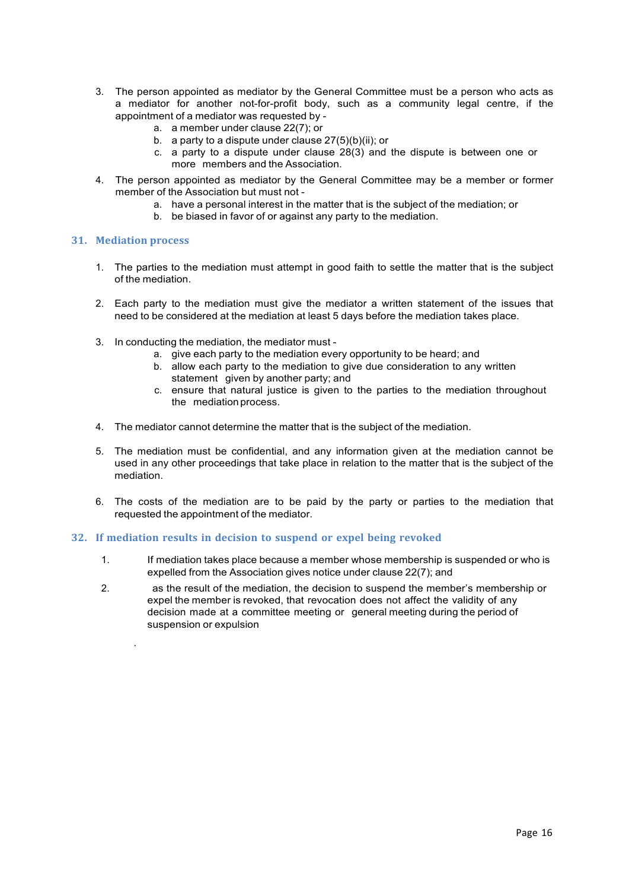3. The person appointed as mediator by the General Committee must be a person who acts as a mediator for another not-for-profit body, such as a community legal centre, if the appointment of a mediator was requested by -
    a. a member under clause 22(7); or
    b. a party to a dispute under clause 27(5)(b)(ii); or
    c. a party to a dispute under clause 28(3) and the dispute is between one or more members and the Association.
4. The person appointed as mediator by the General Committee may be a member or former member of the Association but must not -
    a. have a personal interest in the matter that is the subject of the mediation; or
    b. be biased in favor of or against any party to the mediation.

## 31. Mediation process

1. The parties to the mediation must attempt in good faith to settle the matter that is the subject of the mediation.

2. Each party to the mediation must give the mediator a written statement of the issues that need to be considered at the mediation at least 5 days before the mediation takes place.

3. In conducting the mediation, the mediator must -
    a. give each party to the mediation every opportunity to be heard; and
    b. allow each party to the mediation to give due consideration to any written statement given by another party; and
    c. ensure that natural justice is given to the parties to the mediation throughout the mediation process.

4. The mediator cannot determine the matter that is the subject of the mediation.

5. The mediation must be confidential, and any information given at the mediation cannot be used in any other proceedings that take place in relation to the matter that is the subject of the mediation.

6. The costs of the mediation are to be paid by the party or parties to the mediation that requested the appointment of the mediator.

## 32. If mediation results in decision to suspend or expel being revoked

1. If mediation takes place because a member whose membership is suspended or who is expelled from the Association gives notice under clause 22(7); and
2. as the result of the mediation, the decision to suspend the member's membership or expel the member is revoked, that revocation does not affect the validity of any decision made at a committee meeting or general meeting during the period of suspension or expulsion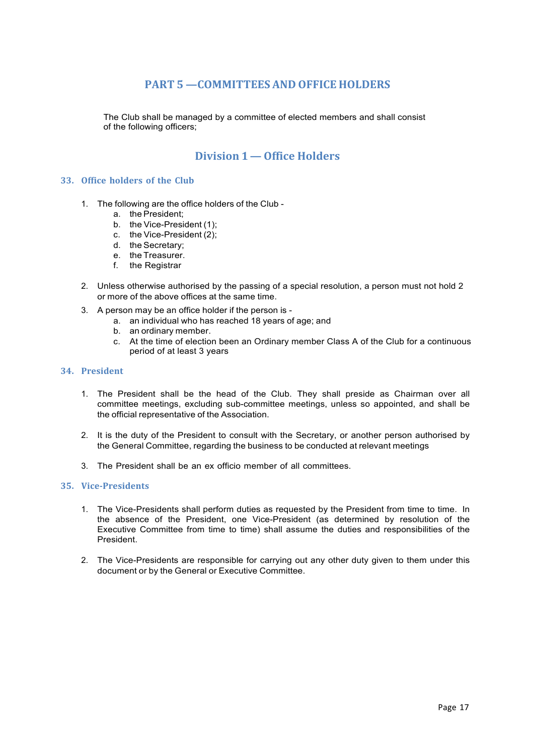# PART 5 —COMMITTEES AND OFFICE HOLDERS

The Club shall be managed by a committee of elected members and shall consist of the following officers;

## Division 1 — Office Holders

### 33. Office holders of the Club

1. The following are the office holders of the Club -
   a. the President;
   b. the Vice-President (1);
   c. the Vice-President (2);
   d. the Secretary;
   e. the Treasurer.
   f. the Registrar

2. Unless otherwise authorised by the passing of a special resolution, a person must not hold 2 or more of the above offices at the same time.
3. A person may be an office holder if the person is -
   a. an individual who has reached 18 years of age; and
   b. an ordinary member.
   c. At the time of election been an Ordinary member Class A of the Club for a continuous period of at least 3 years

### 34. President

1. The President shall be the head of the Club. They shall preside as Chairman over all committee meetings, excluding sub-committee meetings, unless so appointed, and shall be the official representative of the Association.

2. It is the duty of the President to consult with the Secretary, or another person authorised by the General Committee, regarding the business to be conducted at relevant meetings

3. The President shall be an ex officio member of all committees.

### 35. Vice-Presidents

1. The Vice-Presidents shall perform duties as requested by the President from time to time. In the absence of the President, one Vice-President (as determined by resolution of the Executive Committee from time to time) shall assume the duties and responsibilities of the President.

2. The Vice-Presidents are responsible for carrying out any other duty given to them under this document or by the General or Executive Committee.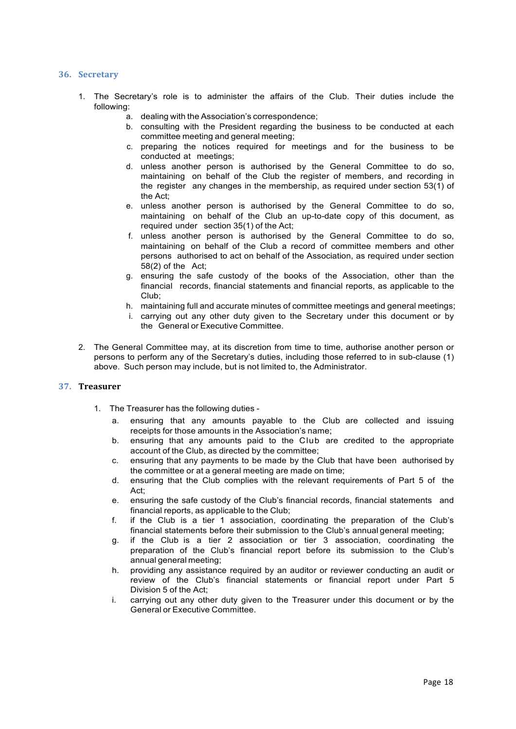## 36. Secretary

1. The Secretary's role is to administer the affairs of the Club. Their duties include the following:
    a. dealing with the Association's correspondence;
    b. consulting with the President regarding the business to be conducted at each committee meeting and general meeting;
    c. preparing the notices required for meetings and for the business to be conducted at meetings;
    d. unless another person is authorised by the General Committee to do so, maintaining on behalf of the Club the register of members, and recording in the register any changes in the membership, as required under section 53(1) of the Act;
    e. unless another person is authorised by the General Committee to do so, maintaining on behalf of the Club an up-to-date copy of this document, as required under section 35(1) of the Act;
    f. unless another person is authorised by the General Committee to do so, maintaining on behalf of the Club a record of committee members and other persons authorised to act on behalf of the Association, as required under section 58(2) of the Act;
    g. ensuring the safe custody of the books of the Association, other than the financial records, financial statements and financial reports, as applicable to the Club;
    h. maintaining full and accurate minutes of committee meetings and general meetings;
    i. carrying out any other duty given to the Secretary under this document or by the General or Executive Committee.

2. The General Committee may, at its discretion from time to time, authorise another person or persons to perform any of the Secretary's duties, including those referred to in sub-clause (1) above. Such person may include, but is not limited to, the Administrator.

## 37. Treasurer

1. The Treasurer has the following duties -
    a. ensuring that any amounts payable to the Club are collected and issuing receipts for those amounts in the Association's name;
    b. ensuring that any amounts paid to the Club are credited to the appropriate account of the Club, as directed by the committee;
    c. ensuring that any payments to be made by the Club that have been authorised by the committee or at a general meeting are made on time;
    d. ensuring that the Club complies with the relevant requirements of Part 5 of the Act;
    e. ensuring the safe custody of the Club's financial records, financial statements and financial reports, as applicable to the Club;
    f. if the Club is a tier 1 association, coordinating the preparation of the Club's financial statements before their submission to the Club's annual general meeting;
    g. if the Club is a tier 2 association or tier 3 association, coordinating the preparation of the Club's financial report before its submission to the Club's annual general meeting;
    h. providing any assistance required by an auditor or reviewer conducting an audit or review of the Club's financial statements or financial report under Part 5 Division 5 of the Act;
    i. carrying out any other duty given to the Treasurer under this document or by the General or Executive Committee.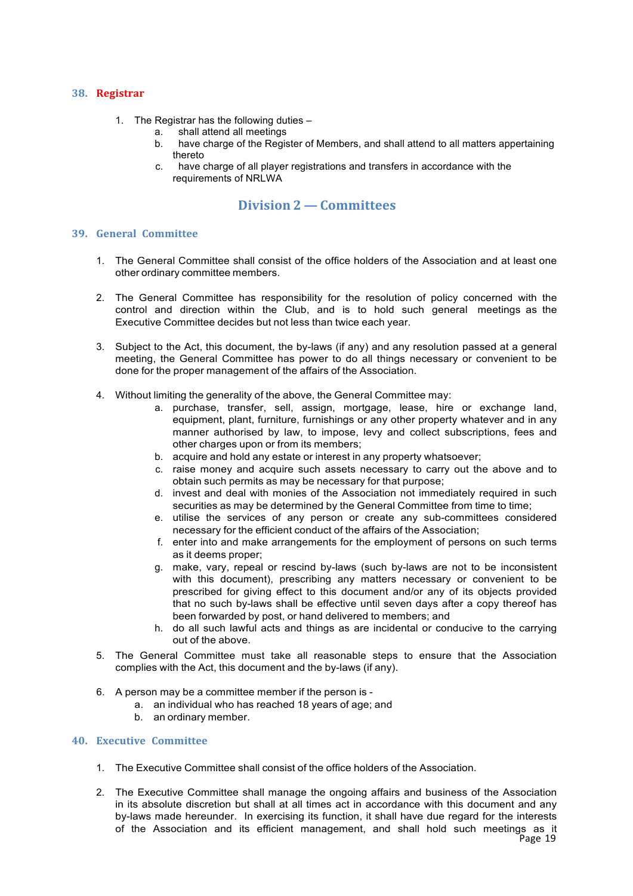### 38. Registrar

1. The Registrar has the following duties –
   a. shall attend all meetings
   b. have charge of the Register of Members, and shall attend to all matters appertaining thereto
   c. have charge of all player registrations and transfers in accordance with the requirements of NRLWA

## Division 2 — Committees

### 39. General Committee

1. The General Committee shall consist of the office holders of the Association and at least one other ordinary committee members.

2. The General Committee has responsibility for the resolution of policy concerned with the control and direction within the Club, and is to hold such general meetings as the Executive Committee decides but not less than twice each year.

3. Subject to the Act, this document, the by-laws (if any) and any resolution passed at a general meeting, the General Committee has power to do all things necessary or convenient to be done for the proper management of the affairs of the Association.

4. Without limiting the generality of the above, the General Committee may:
   a. purchase, transfer, sell, assign, mortgage, lease, hire or exchange land, equipment, plant, furniture, furnishings or any other property whatever and in any manner authorised by law, to impose, levy and collect subscriptions, fees and other charges upon or from its members;
   b. acquire and hold any estate or interest in any property whatsoever;
   c. raise money and acquire such assets necessary to carry out the above and to obtain such permits as may be necessary for that purpose;
   d. invest and deal with monies of the Association not immediately required in such securities as may be determined by the General Committee from time to time;
   e. utilise the services of any person or create any sub-committees considered necessary for the efficient conduct of the affairs of the Association;
   f. enter into and make arrangements for the employment of persons on such terms as it deems proper;
   g. make, vary, repeal or rescind by-laws (such by-laws are not to be inconsistent with this document), prescribing any matters necessary or convenient to be prescribed for giving effect to this document and/or any of its objects provided that no such by-laws shall be effective until seven days after a copy thereof has been forwarded by post, or hand delivered to members; and
   h. do all such lawful acts and things as are incidental or conducive to the carrying out of the above.

5. The General Committee must take all reasonable steps to ensure that the Association complies with the Act, this document and the by-laws (if any).

6. A person may be a committee member if the person is -
   a. an individual who has reached 18 years of age; and
   b. an ordinary member.

### 40. Executive Committee

1. The Executive Committee shall consist of the office holders of the Association.

2. The Executive Committee shall manage the ongoing affairs and business of the Association in its absolute discretion but shall at all times act in accordance with this document and any by-laws made hereunder. In exercising its function, it shall have due regard for the interests of the Association and its efficient management, and shall hold such meetings as it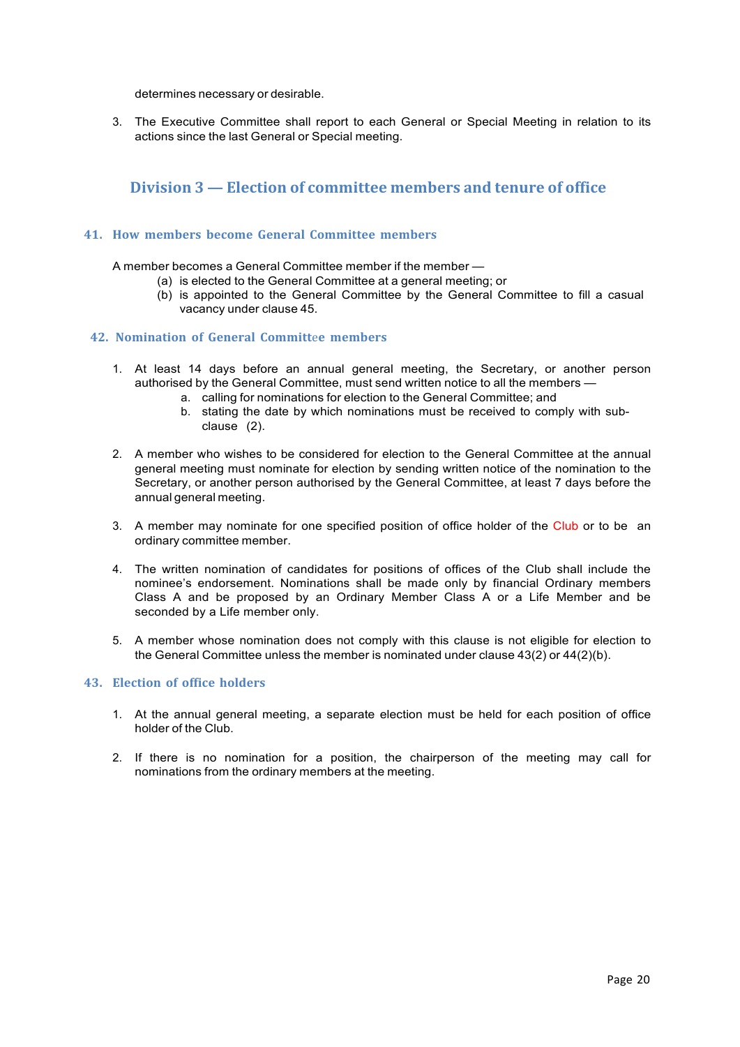determines necessary or desirable.

3. The Executive Committee shall report to each General or Special Meeting in relation to its actions since the last General or Special meeting.

## Division 3 — Election of committee members and tenure of office

### 41. How members become General Committee members

A member becomes a General Committee member if the member —

- (a) is elected to the General Committee at a general meeting; or
- (b) is appointed to the General Committee by the General Committee to fill a casual vacancy under clause 45.

### 42. Nomination of General Committee members

1. At least 14 days before an annual general meeting, the Secretary, or another person authorised by the General Committee, must send written notice to all the members —
   a. calling for nominations for election to the General Committee; and
   b. stating the date by which nominations must be received to comply with sub-clause (2).

2. A member who wishes to be considered for election to the General Committee at the annual general meeting must nominate for election by sending written notice of the nomination to the Secretary, or another person authorised by the General Committee, at least 7 days before the annual general meeting.

3. A member may nominate for one specified position of office holder of the Club or to be an ordinary committee member.

4. The written nomination of candidates for positions of offices of the Club shall include the nominee's endorsement. Nominations shall be made only by financial Ordinary members Class A and be proposed by an Ordinary Member Class A or a Life Member and be seconded by a Life member only.

5. A member whose nomination does not comply with this clause is not eligible for election to the General Committee unless the member is nominated under clause 43(2) or 44(2)(b).

### 43. Election of office holders

1. At the annual general meeting, a separate election must be held for each position of office holder of the Club.

2. If there is no nomination for a position, the chairperson of the meeting may call for nominations from the ordinary members at the meeting.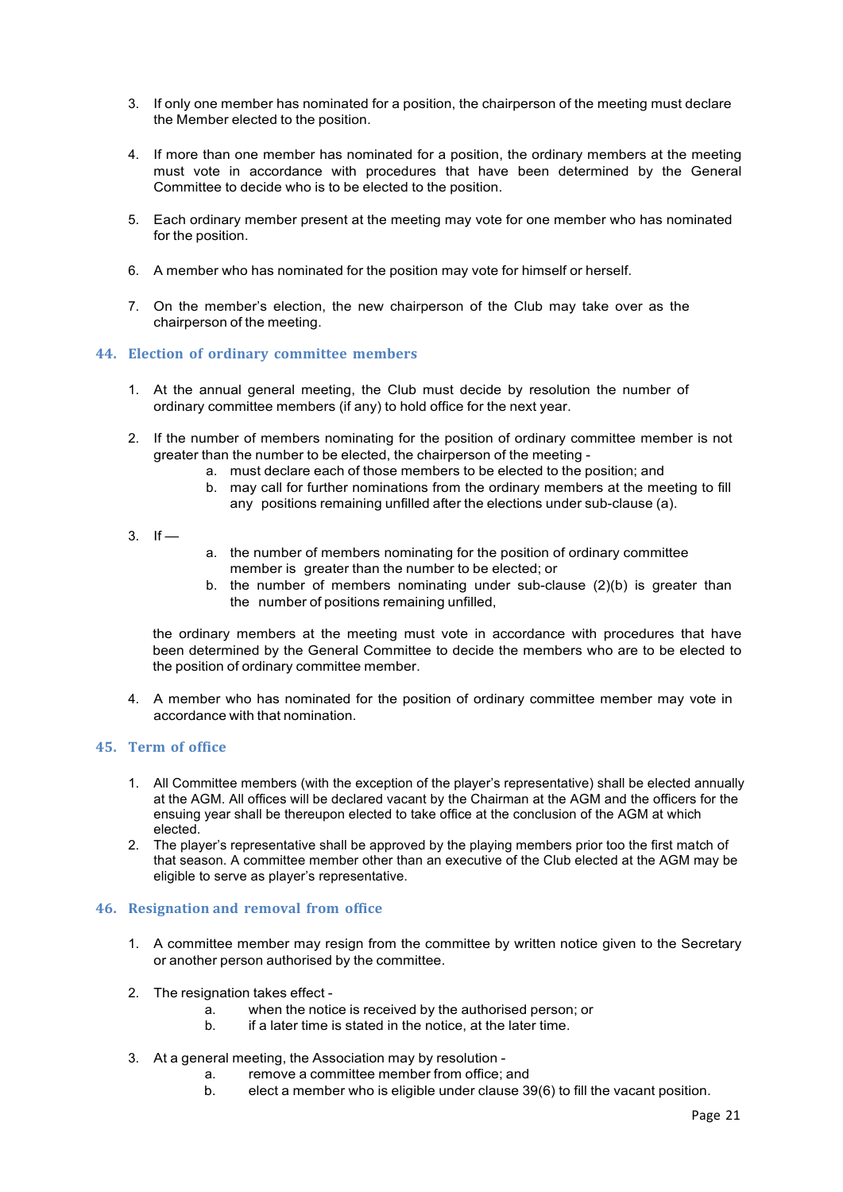3. If only one member has nominated for a position, the chairperson of the meeting must declare the Member elected to the position.

4. If more than one member has nominated for a position, the ordinary members at the meeting must vote in accordance with procedures that have been determined by the General Committee to decide who is to be elected to the position.

5. Each ordinary member present at the meeting may vote for one member who has nominated for the position.

6. A member who has nominated for the position may vote for himself or herself.

7. On the member's election, the new chairperson of the Club may take over as the chairperson of the meeting.

## 44. Election of ordinary committee members

1. At the annual general meeting, the Club must decide by resolution the number of ordinary committee members (if any) to hold office for the next year.

2. If the number of members nominating for the position of ordinary committee member is not greater than the number to be elected, the chairperson of the meeting -
   a. must declare each of those members to be elected to the position; and
   b. may call for further nominations from the ordinary members at the meeting to fill any positions remaining unfilled after the elections under sub-clause (a).

3. If —
   a. the number of members nominating for the position of ordinary committee member is greater than the number to be elected; or
   b. the number of members nominating under sub-clause (2)(b) is greater than the number of positions remaining unfilled,

   the ordinary members at the meeting must vote in accordance with procedures that have been determined by the General Committee to decide the members who are to be elected to the position of ordinary committee member.

4. A member who has nominated for the position of ordinary committee member may vote in accordance with that nomination.

## 45. Term of office

1. All Committee members (with the exception of the player's representative) shall be elected annually at the AGM. All offices will be declared vacant by the Chairman at the AGM and the officers for the ensuing year shall be thereupon elected to take office at the conclusion of the AGM at which elected.
2. The player's representative shall be approved by the playing members prior too the first match of that season. A committee member other than an executive of the Club elected at the AGM may be eligible to serve as player's representative.

## 46. Resignation and removal from office

1. A committee member may resign from the committee by written notice given to the Secretary or another person authorised by the committee.

2. The resignation takes effect -
   a. when the notice is received by the authorised person; or
   b. if a later time is stated in the notice, at the later time.

3. At a general meeting, the Association may by resolution -
   a. remove a committee member from office; and
   b. elect a member who is eligible under clause 39(6) to fill the vacant position.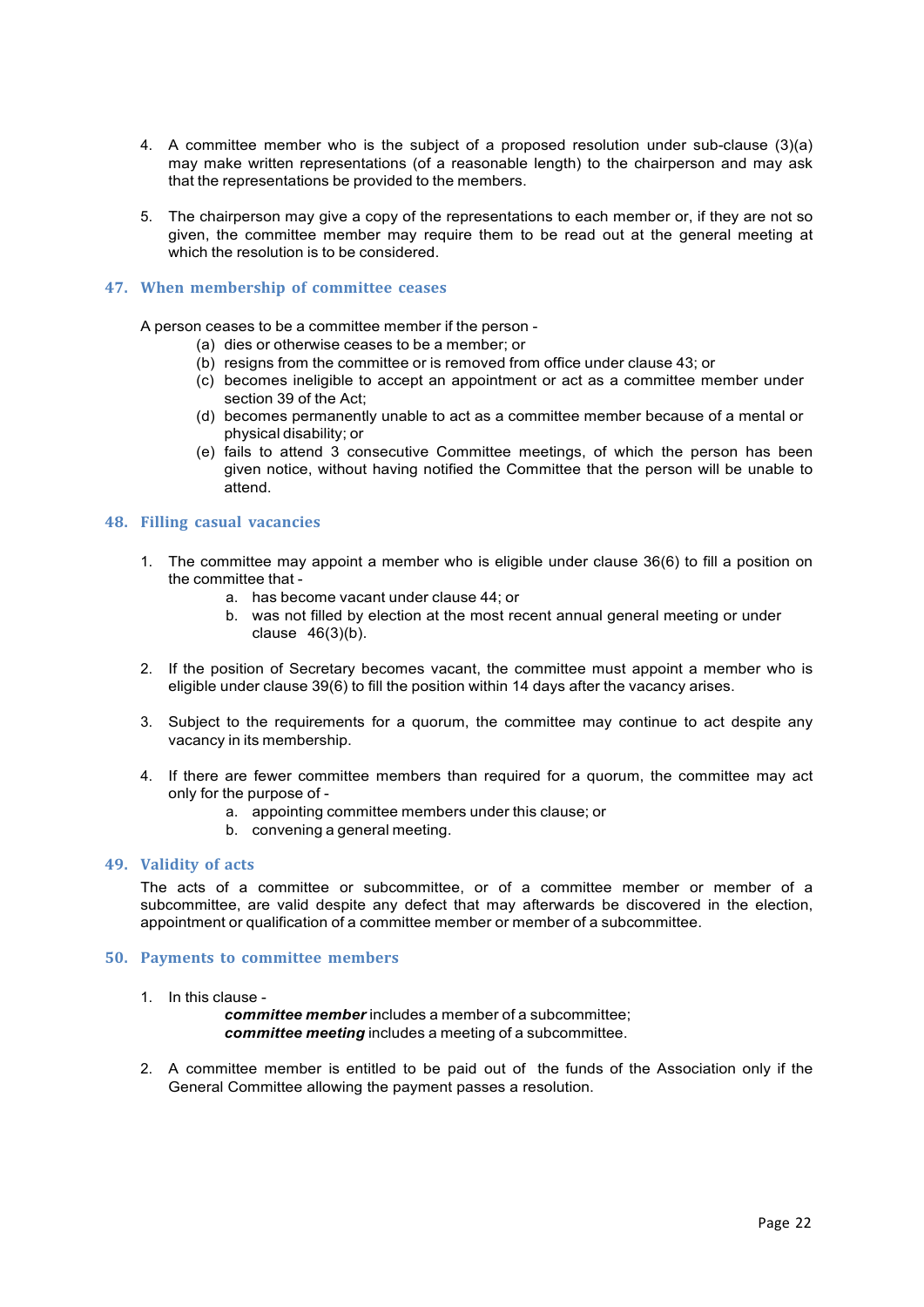4. A committee member who is the subject of a proposed resolution under sub-clause (3)(a) may make written representations (of a reasonable length) to the chairperson and may ask that the representations be provided to the members.

5. The chairperson may give a copy of the representations to each member or, if they are not so given, the committee member may require them to be read out at the general meeting at which the resolution is to be considered.

## 47. When membership of committee ceases

A person ceases to be a committee member if the person -

- (a) dies or otherwise ceases to be a member; or
- (b) resigns from the committee or is removed from office under clause 43; or
- (c) becomes ineligible to accept an appointment or act as a committee member under section 39 of the Act;
- (d) becomes permanently unable to act as a committee member because of a mental or physical disability; or
- (e) fails to attend 3 consecutive Committee meetings, of which the person has been given notice, without having notified the Committee that the person will be unable to attend.

## 48. Filling casual vacancies

1. The committee may appoint a member who is eligible under clause 36(6) to fill a position on the committee that -
   a. has become vacant under clause 44; or
   b. was not filled by election at the most recent annual general meeting or under clause 46(3)(b).

2. If the position of Secretary becomes vacant, the committee must appoint a member who is eligible under clause 39(6) to fill the position within 14 days after the vacancy arises.

3. Subject to the requirements for a quorum, the committee may continue to act despite any vacancy in its membership.

4. If there are fewer committee members than required for a quorum, the committee may act only for the purpose of -
   a. appointing committee members under this clause; or
   b. convening a general meeting.

## 49. Validity of acts

The acts of a committee or subcommittee, or of a committee member or member of a subcommittee, are valid despite any defect that may afterwards be discovered in the election, appointment or qualification of a committee member or member of a subcommittee.

## 50. Payments to committee members

1. In this clause -

   ***committee member*** includes a member of a subcommittee;
   ***committee meeting*** includes a meeting of a subcommittee.

2. A committee member is entitled to be paid out of the funds of the Association only if the General Committee allowing the payment passes a resolution.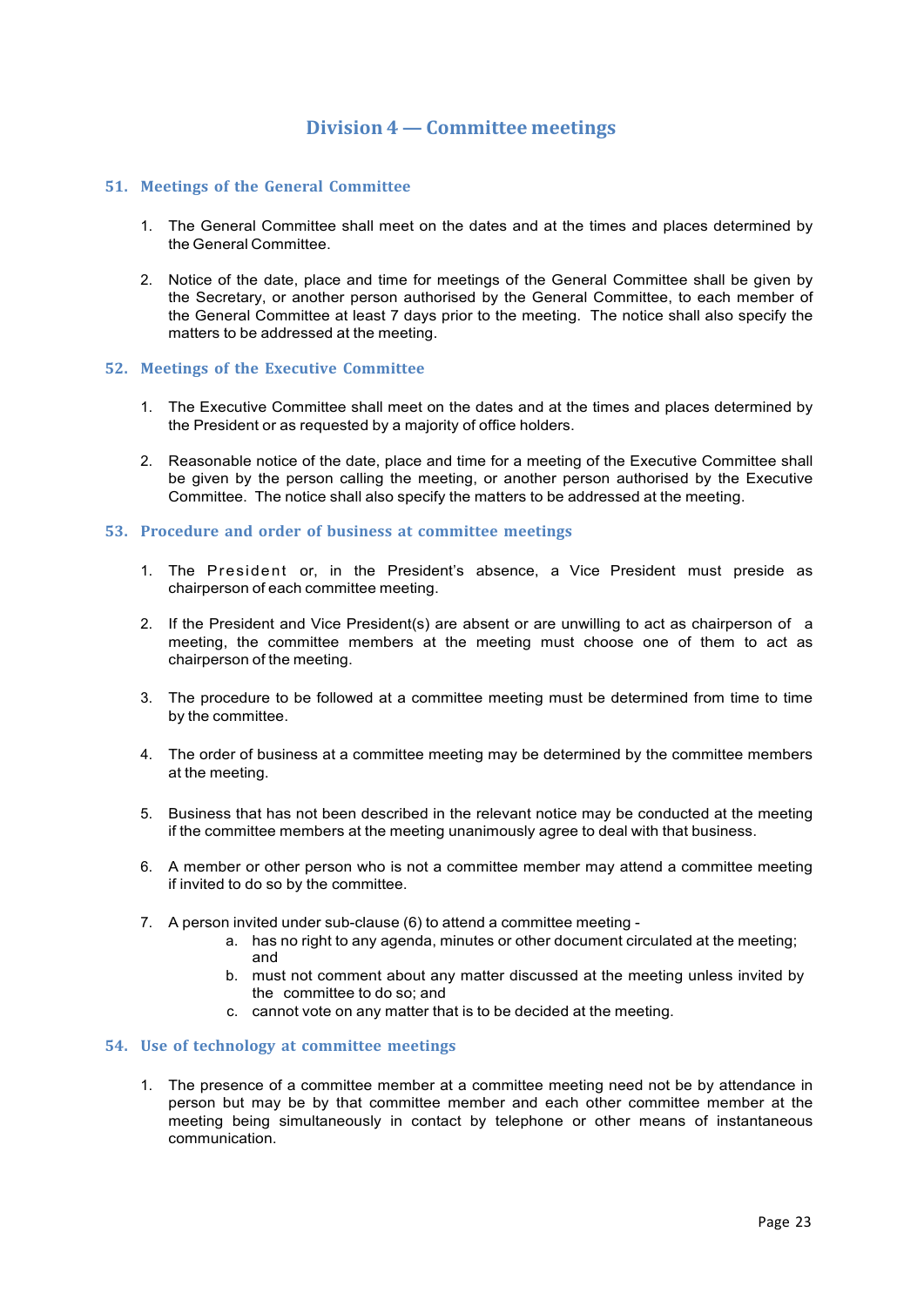# Division 4 — Committee meetings

## 51. Meetings of the General Committee

1. The General Committee shall meet on the dates and at the times and places determined by the General Committee.

2. Notice of the date, place and time for meetings of the General Committee shall be given by the Secretary, or another person authorised by the General Committee, to each member of the General Committee at least 7 days prior to the meeting. The notice shall also specify the matters to be addressed at the meeting.

## 52. Meetings of the Executive Committee

1. The Executive Committee shall meet on the dates and at the times and places determined by the President or as requested by a majority of office holders.

2. Reasonable notice of the date, place and time for a meeting of the Executive Committee shall be given by the person calling the meeting, or another person authorised by the Executive Committee. The notice shall also specify the matters to be addressed at the meeting.

## 53. Procedure and order of business at committee meetings

1. The President or, in the President's absence, a Vice President must preside as chairperson of each committee meeting.

2. If the President and Vice President(s) are absent or are unwilling to act as chairperson of a meeting, the committee members at the meeting must choose one of them to act as chairperson of the meeting.

3. The procedure to be followed at a committee meeting must be determined from time to time by the committee.

4. The order of business at a committee meeting may be determined by the committee members at the meeting.

5. Business that has not been described in the relevant notice may be conducted at the meeting if the committee members at the meeting unanimously agree to deal with that business.

6. A member or other person who is not a committee member may attend a committee meeting if invited to do so by the committee.

7. A person invited under sub-clause (6) to attend a committee meeting -
   a. has no right to any agenda, minutes or other document circulated at the meeting; and
   b. must not comment about any matter discussed at the meeting unless invited by the committee to do so; and
   c. cannot vote on any matter that is to be decided at the meeting.

## 54. Use of technology at committee meetings

1. The presence of a committee member at a committee meeting need not be by attendance in person but may be by that committee member and each other committee member at the meeting being simultaneously in contact by telephone or other means of instantaneous communication.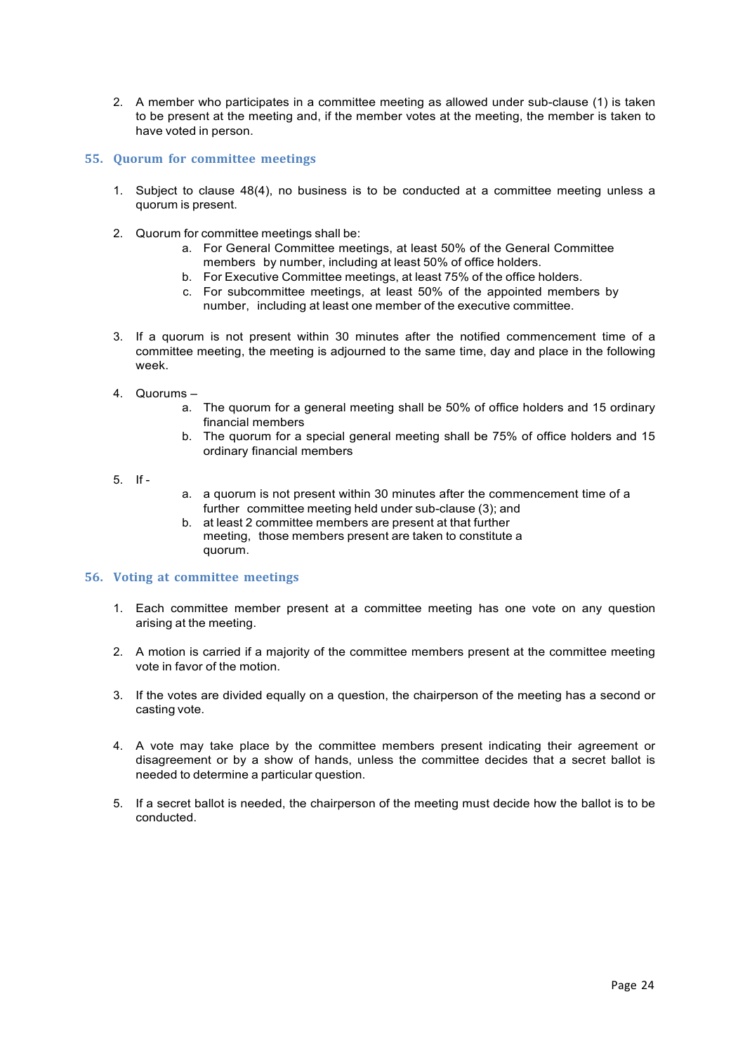2. A member who participates in a committee meeting as allowed under sub-clause (1) is taken to be present at the meeting and, if the member votes at the meeting, the member is taken to have voted in person.

## 55. Quorum for committee meetings

1. Subject to clause 48(4), no business is to be conducted at a committee meeting unless a quorum is present.

2. Quorum for committee meetings shall be:
   a. For General Committee meetings, at least 50% of the General Committee members by number, including at least 50% of office holders.
   b. For Executive Committee meetings, at least 75% of the office holders.
   c. For subcommittee meetings, at least 50% of the appointed members by number, including at least one member of the executive committee.

3. If a quorum is not present within 30 minutes after the notified commencement time of a committee meeting, the meeting is adjourned to the same time, day and place in the following week.

4. Quorums –
   a. The quorum for a general meeting shall be 50% of office holders and 15 ordinary financial members
   b. The quorum for a special general meeting shall be 75% of office holders and 15 ordinary financial members

5. If -
   a. a quorum is not present within 30 minutes after the commencement time of a further committee meeting held under sub-clause (3); and
   b. at least 2 committee members are present at that further meeting, those members present are taken to constitute a quorum.

## 56. Voting at committee meetings

1. Each committee member present at a committee meeting has one vote on any question arising at the meeting.

2. A motion is carried if a majority of the committee members present at the committee meeting vote in favor of the motion.

3. If the votes are divided equally on a question, the chairperson of the meeting has a second or casting vote.

4. A vote may take place by the committee members present indicating their agreement or disagreement or by a show of hands, unless the committee decides that a secret ballot is needed to determine a particular question.

5. If a secret ballot is needed, the chairperson of the meeting must decide how the ballot is to be conducted.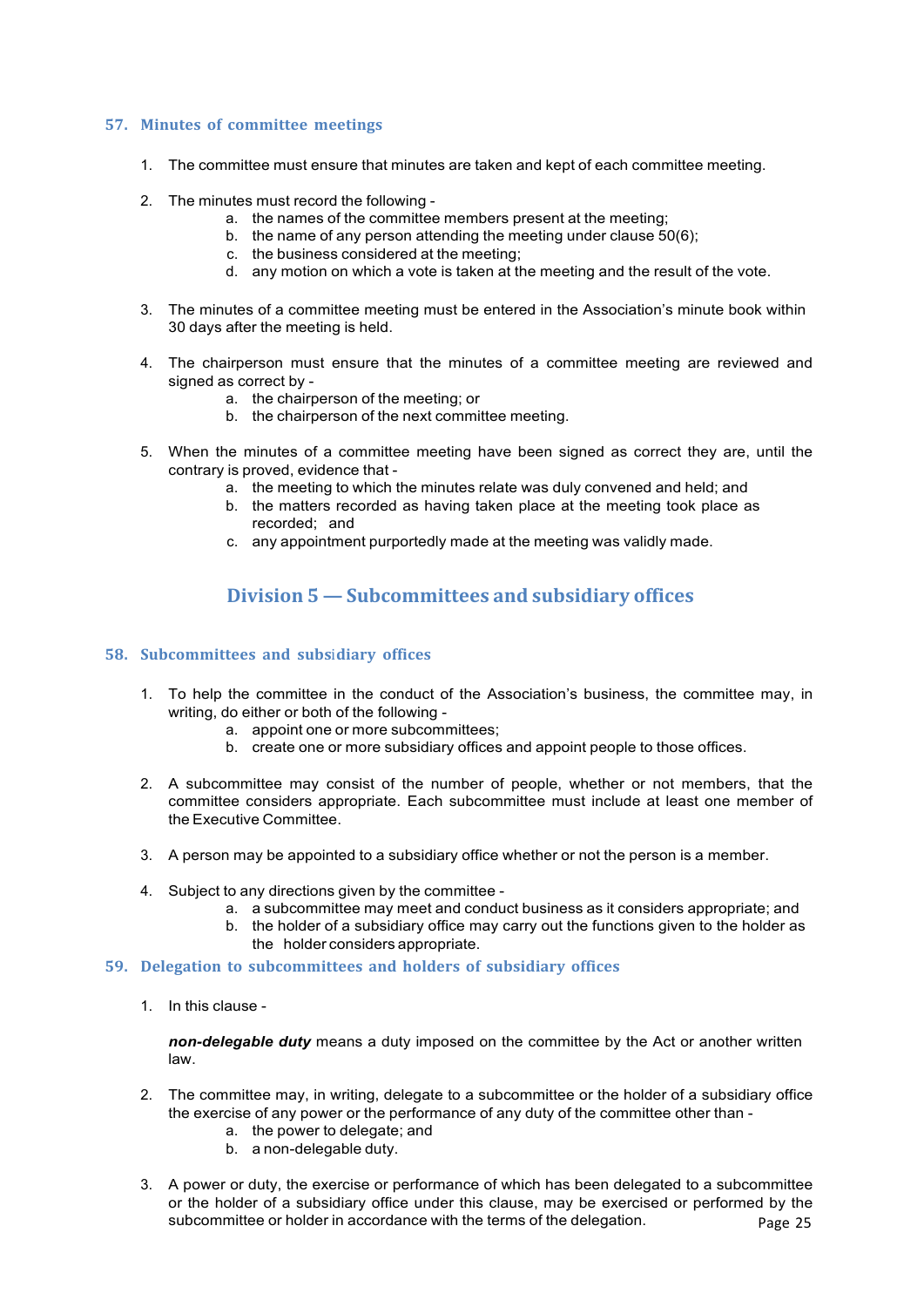### 57. Minutes of committee meetings

1. The committee must ensure that minutes are taken and kept of each committee meeting.

2. The minutes must record the following -
   a. the names of the committee members present at the meeting;
   b. the name of any person attending the meeting under clause 50(6);
   c. the business considered at the meeting;
   d. any motion on which a vote is taken at the meeting and the result of the vote.

3. The minutes of a committee meeting must be entered in the Association's minute book within 30 days after the meeting is held.

4. The chairperson must ensure that the minutes of a committee meeting are reviewed and signed as correct by -
   a. the chairperson of the meeting; or
   b. the chairperson of the next committee meeting.

5. When the minutes of a committee meeting have been signed as correct they are, until the contrary is proved, evidence that -
   a. the meeting to which the minutes relate was duly convened and held; and
   b. the matters recorded as having taken place at the meeting took place as recorded; and
   c. any appointment purportedly made at the meeting was validly made.

## Division 5 — Subcommittees and subsidiary offices

### 58. Subcommittees and subsidiary offices

1. To help the committee in the conduct of the Association's business, the committee may, in writing, do either or both of the following -
   a. appoint one or more subcommittees;
   b. create one or more subsidiary offices and appoint people to those offices.

2. A subcommittee may consist of the number of people, whether or not members, that the committee considers appropriate. Each subcommittee must include at least one member of the Executive Committee.

3. A person may be appointed to a subsidiary office whether or not the person is a member.

4. Subject to any directions given by the committee -
   a. a subcommittee may meet and conduct business as it considers appropriate; and
   b. the holder of a subsidiary office may carry out the functions given to the holder as the holder considers appropriate.

### 59. Delegation to subcommittees and holders of subsidiary offices

1. In this clause -

   ***non-delegable duty*** means a duty imposed on the committee by the Act or another written law.

2. The committee may, in writing, delegate to a subcommittee or the holder of a subsidiary office the exercise of any power or the performance of any duty of the committee other than -
   a. the power to delegate; and
   b. a non-delegable duty.

3. A power or duty, the exercise or performance of which has been delegated to a subcommittee or the holder of a subsidiary office under this clause, may be exercised or performed by the subcommittee or holder in accordance with the terms of the delegation.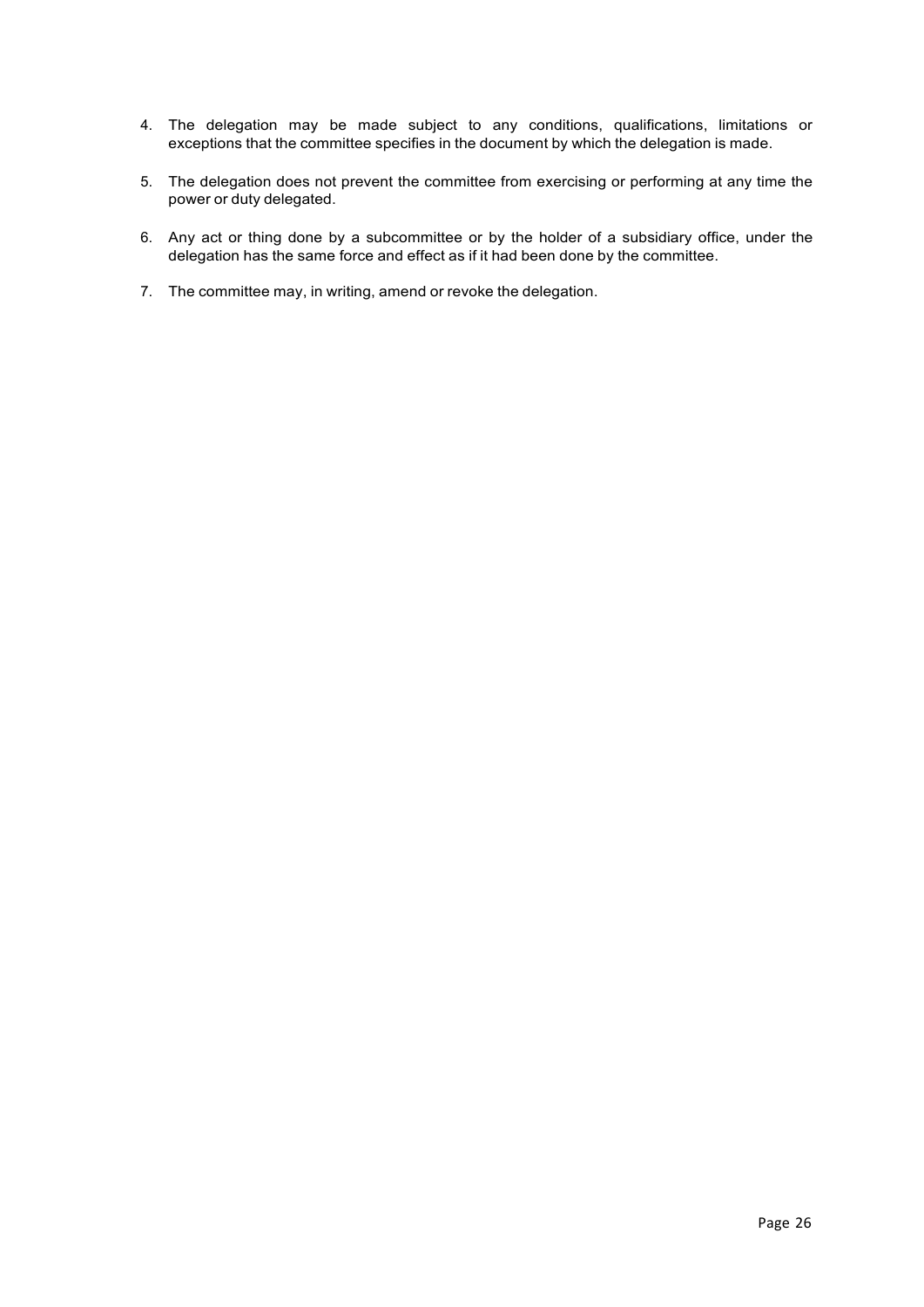4. The delegation may be made subject to any conditions, qualifications, limitations or exceptions that the committee specifies in the document by which the delegation is made.
5. The delegation does not prevent the committee from exercising or performing at any time the power or duty delegated.
6. Any act or thing done by a subcommittee or by the holder of a subsidiary office, under the delegation has the same force and effect as if it had been done by the committee.
7. The committee may, in writing, amend or revoke the delegation.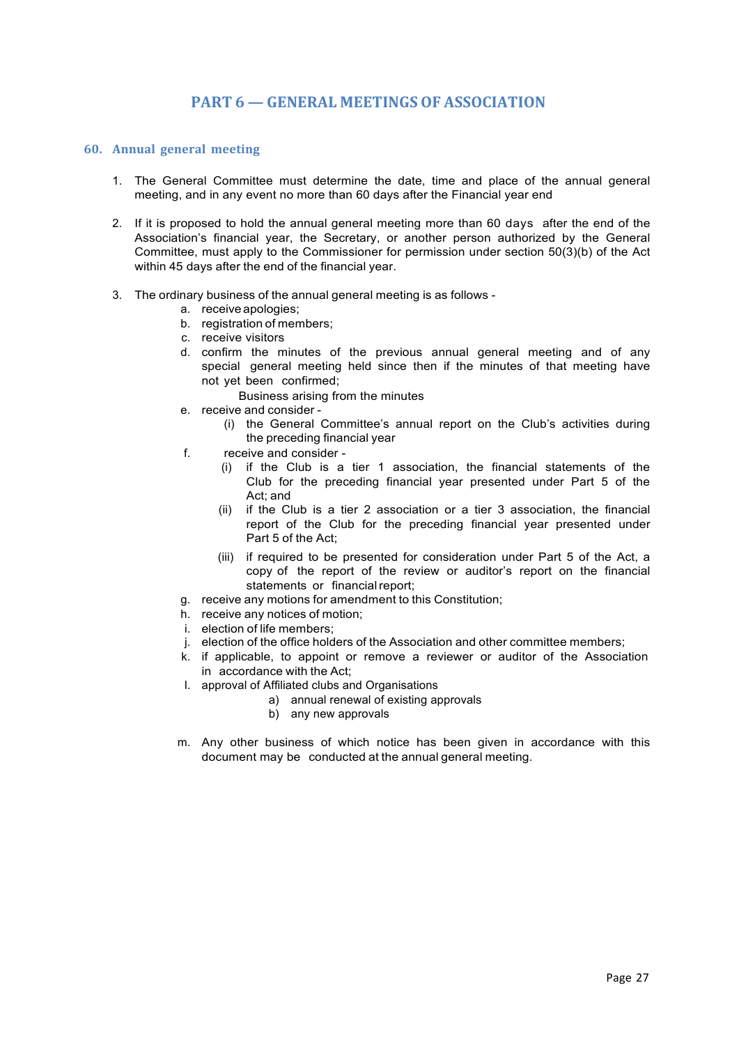# PART 6 — GENERAL MEETINGS OF ASSOCIATION

## 60. Annual general meeting

1. The General Committee must determine the date, time and place of the annual general meeting, and in any event no more than 60 days after the Financial year end

2. If it is proposed to hold the annual general meeting more than 60 days after the end of the Association's financial year, the Secretary, or another person authorized by the General Committee, must apply to the Commissioner for permission under section 50(3)(b) of the Act within 45 days after the end of the financial year.

3. The ordinary business of the annual general meeting is as follows -
   a. receive apologies;
   b. registration of members;
   c. receive visitors
   d. confirm the minutes of the previous annual general meeting and of any special general meeting held since then if the minutes of that meeting have not yet been confirmed;
      
      Business arising from the minutes
   e. receive and consider -
      (i) the General Committee's annual report on the Club's activities during the preceding financial year
   f. receive and consider -
      (i) if the Club is a tier 1 association, the financial statements of the Club for the preceding financial year presented under Part 5 of the Act; and
      (ii) if the Club is a tier 2 association or a tier 3 association, the financial report of the Club for the preceding financial year presented under Part 5 of the Act;
      (iii) if required to be presented for consideration under Part 5 of the Act, a copy of the report of the review or auditor's report on the financial statements or financial report;
   g. receive any motions for amendment to this Constitution;
   h. receive any notices of motion;
   i. election of life members;
   j. election of the office holders of the Association and other committee members;
   k. if applicable, to appoint or remove a reviewer or auditor of the Association in accordance with the Act;
   l. approval of Affiliated clubs and Organisations
      a) annual renewal of existing approvals
      b) any new approvals
   m. Any other business of which notice has been given in accordance with this document may be conducted at the annual general meeting.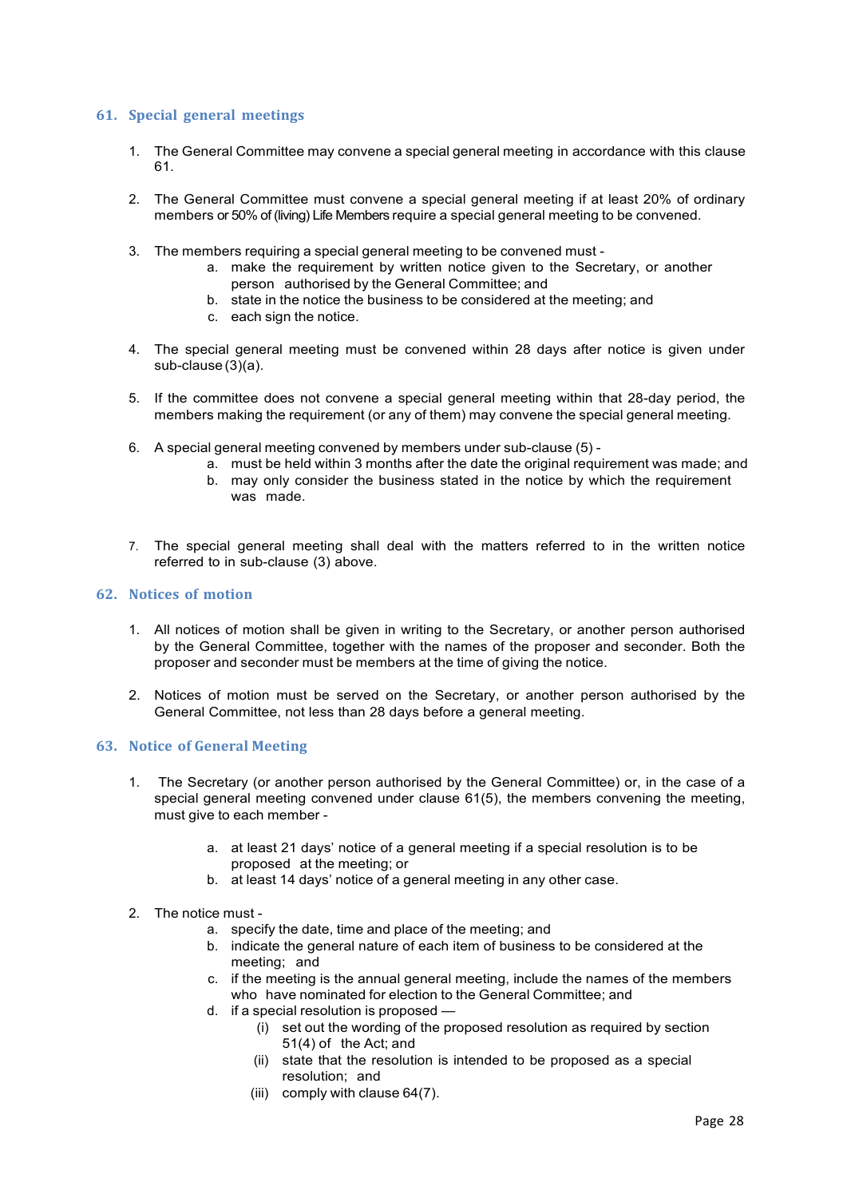## 61. Special general meetings

1. The General Committee may convene a special general meeting in accordance with this clause 61.

2. The General Committee must convene a special general meeting if at least 20% of ordinary members or 50% of (living) Life Members require a special general meeting to be convened.

3. The members requiring a special general meeting to be convened must -
   a. make the requirement by written notice given to the Secretary, or another person authorised by the General Committee; and
   b. state in the notice the business to be considered at the meeting; and
   c. each sign the notice.

4. The special general meeting must be convened within 28 days after notice is given under sub-clause (3)(a).

5. If the committee does not convene a special general meeting within that 28-day period, the members making the requirement (or any of them) may convene the special general meeting.

6. A special general meeting convened by members under sub-clause (5) -
   a. must be held within 3 months after the date the original requirement was made; and
   b. may only consider the business stated in the notice by which the requirement was made.

7. The special general meeting shall deal with the matters referred to in the written notice referred to in sub-clause (3) above.

## 62. Notices of motion

1. All notices of motion shall be given in writing to the Secretary, or another person authorised by the General Committee, together with the names of the proposer and seconder. Both the proposer and seconder must be members at the time of giving the notice.

2. Notices of motion must be served on the Secretary, or another person authorised by the General Committee, not less than 28 days before a general meeting.

## 63. Notice of General Meeting

1. The Secretary (or another person authorised by the General Committee) or, in the case of a special general meeting convened under clause 61(5), the members convening the meeting, must give to each member -

   a. at least 21 days' notice of a general meeting if a special resolution is to be proposed at the meeting; or
   b. at least 14 days' notice of a general meeting in any other case.

2. The notice must -
   a. specify the date, time and place of the meeting; and
   b. indicate the general nature of each item of business to be considered at the meeting; and
   c. if the meeting is the annual general meeting, include the names of the members who have nominated for election to the General Committee; and
   d. if a special resolution is proposed —
      (i) set out the wording of the proposed resolution as required by section 51(4) of the Act; and
      (ii) state that the resolution is intended to be proposed as a special resolution; and
      (iii) comply with clause 64(7).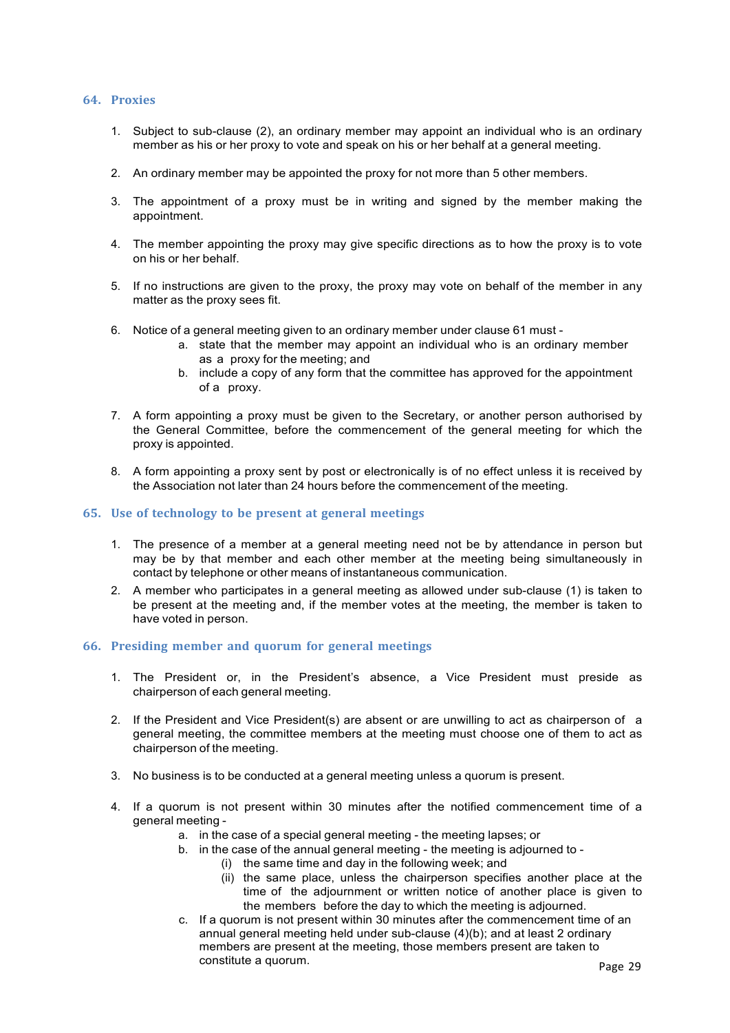## 64. Proxies

1. Subject to sub-clause (2), an ordinary member may appoint an individual who is an ordinary member as his or her proxy to vote and speak on his or her behalf at a general meeting.

2. An ordinary member may be appointed the proxy for not more than 5 other members.

3. The appointment of a proxy must be in writing and signed by the member making the appointment.

4. The member appointing the proxy may give specific directions as to how the proxy is to vote on his or her behalf.

5. If no instructions are given to the proxy, the proxy may vote on behalf of the member in any matter as the proxy sees fit.

6. Notice of a general meeting given to an ordinary member under clause 61 must -
   a. state that the member may appoint an individual who is an ordinary member as a proxy for the meeting; and
   b. include a copy of any form that the committee has approved for the appointment of a proxy.

7. A form appointing a proxy must be given to the Secretary, or another person authorised by the General Committee, before the commencement of the general meeting for which the proxy is appointed.

8. A form appointing a proxy sent by post or electronically is of no effect unless it is received by the Association not later than 24 hours before the commencement of the meeting.

## 65. Use of technology to be present at general meetings

1. The presence of a member at a general meeting need not be by attendance in person but may be by that member and each other member at the meeting being simultaneously in contact by telephone or other means of instantaneous communication.
2. A member who participates in a general meeting as allowed under sub-clause (1) is taken to be present at the meeting and, if the member votes at the meeting, the member is taken to have voted in person.

## 66. Presiding member and quorum for general meetings

1. The President or, in the President's absence, a Vice President must preside as chairperson of each general meeting.

2. If the President and Vice President(s) are absent or are unwilling to act as chairperson of a general meeting, the committee members at the meeting must choose one of them to act as chairperson of the meeting.

3. No business is to be conducted at a general meeting unless a quorum is present.

4. If a quorum is not present within 30 minutes after the notified commencement time of a general meeting -
   a. in the case of a special general meeting - the meeting lapses; or
   b. in the case of the annual general meeting - the meeting is adjourned to -
      (i) the same time and day in the following week; and
      (ii) the same place, unless the chairperson specifies another place at the time of the adjournment or written notice of another place is given to the members before the day to which the meeting is adjourned.
   c. If a quorum is not present within 30 minutes after the commencement time of an annual general meeting held under sub-clause (4)(b); and at least 2 ordinary members are present at the meeting, those members present are taken to constitute a quorum.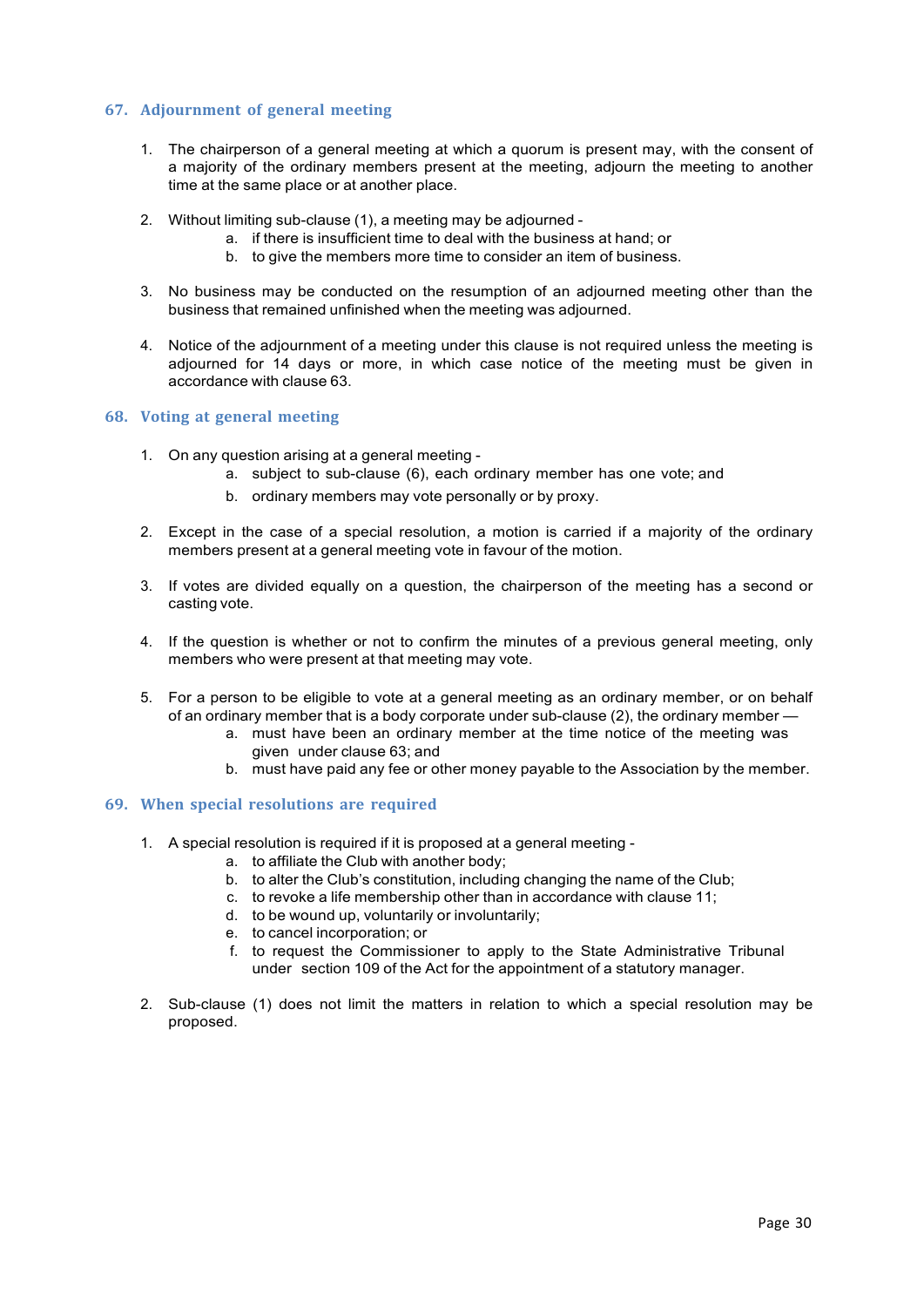## 67. Adjournment of general meeting

1. The chairperson of a general meeting at which a quorum is present may, with the consent of a majority of the ordinary members present at the meeting, adjourn the meeting to another time at the same place or at another place.

2. Without limiting sub-clause (1), a meeting may be adjourned -
   a. if there is insufficient time to deal with the business at hand; or
   b. to give the members more time to consider an item of business.

3. No business may be conducted on the resumption of an adjourned meeting other than the business that remained unfinished when the meeting was adjourned.

4. Notice of the adjournment of a meeting under this clause is not required unless the meeting is adjourned for 14 days or more, in which case notice of the meeting must be given in accordance with clause 63.

## 68. Voting at general meeting

1. On any question arising at a general meeting -
   a. subject to sub-clause (6), each ordinary member has one vote; and
   b. ordinary members may vote personally or by proxy.

2. Except in the case of a special resolution, a motion is carried if a majority of the ordinary members present at a general meeting vote in favour of the motion.

3. If votes are divided equally on a question, the chairperson of the meeting has a second or casting vote.

4. If the question is whether or not to confirm the minutes of a previous general meeting, only members who were present at that meeting may vote.

5. For a person to be eligible to vote at a general meeting as an ordinary member, or on behalf of an ordinary member that is a body corporate under sub-clause (2), the ordinary member —
   a. must have been an ordinary member at the time notice of the meeting was given under clause 63; and
   b. must have paid any fee or other money payable to the Association by the member.

## 69. When special resolutions are required

1. A special resolution is required if it is proposed at a general meeting -
   a. to affiliate the Club with another body;
   b. to alter the Club's constitution, including changing the name of the Club;
   c. to revoke a life membership other than in accordance with clause 11;
   d. to be wound up, voluntarily or involuntarily;
   e. to cancel incorporation; or
   f. to request the Commissioner to apply to the State Administrative Tribunal under section 109 of the Act for the appointment of a statutory manager.

2. Sub-clause (1) does not limit the matters in relation to which a special resolution may be proposed.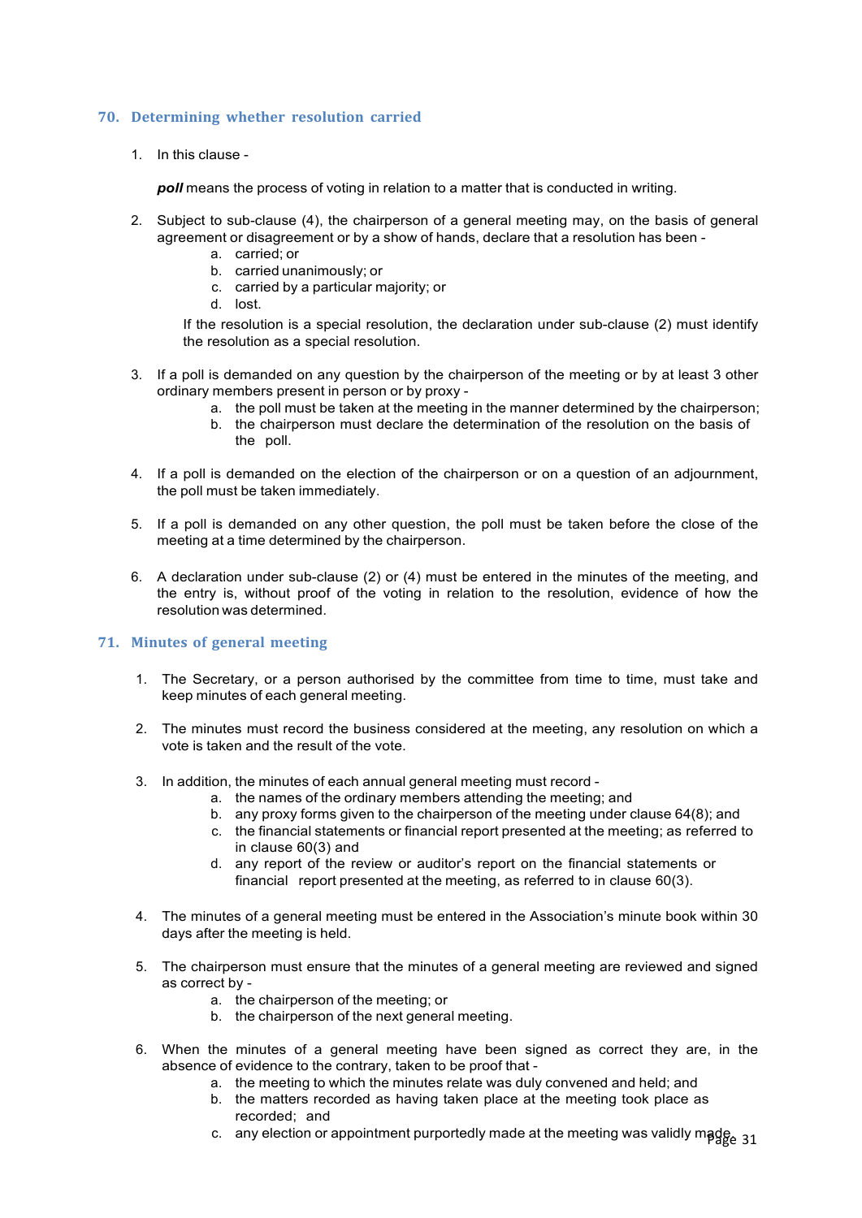## 70. Determining whether resolution carried

1. In this clause -

   ***poll*** means the process of voting in relation to a matter that is conducted in writing.

2. Subject to sub-clause (4), the chairperson of a general meeting may, on the basis of general agreement or disagreement or by a show of hands, declare that a resolution has been -
   a. carried; or
   b. carried unanimously; or
   c. carried by a particular majority; or
   d. lost.

   If the resolution is a special resolution, the declaration under sub-clause (2) must identify the resolution as a special resolution.

3. If a poll is demanded on any question by the chairperson of the meeting or by at least 3 other ordinary members present in person or by proxy -
   a. the poll must be taken at the meeting in the manner determined by the chairperson;
   b. the chairperson must declare the determination of the resolution on the basis of the poll.

4. If a poll is demanded on the election of the chairperson or on a question of an adjournment, the poll must be taken immediately.

5. If a poll is demanded on any other question, the poll must be taken before the close of the meeting at a time determined by the chairperson.

6. A declaration under sub-clause (2) or (4) must be entered in the minutes of the meeting, and the entry is, without proof of the voting in relation to the resolution, evidence of how the resolution was determined.

## 71. Minutes of general meeting

1. The Secretary, or a person authorised by the committee from time to time, must take and keep minutes of each general meeting.

2. The minutes must record the business considered at the meeting, any resolution on which a vote is taken and the result of the vote.

3. In addition, the minutes of each annual general meeting must record -
   a. the names of the ordinary members attending the meeting; and
   b. any proxy forms given to the chairperson of the meeting under clause 64(8); and
   c. the financial statements or financial report presented at the meeting; as referred to in clause 60(3) and
   d. any report of the review or auditor's report on the financial statements or financial report presented at the meeting, as referred to in clause 60(3).

4. The minutes of a general meeting must be entered in the Association's minute book within 30 days after the meeting is held.

5. The chairperson must ensure that the minutes of a general meeting are reviewed and signed as correct by -
   a. the chairperson of the meeting; or
   b. the chairperson of the next general meeting.

6. When the minutes of a general meeting have been signed as correct they are, in the absence of evidence to the contrary, taken to be proof that -
   a. the meeting to which the minutes relate was duly convened and held; and
   b. the matters recorded as having taken place at the meeting took place as recorded; and
   c. any election or appointment purportedly made at the meeting was validly made.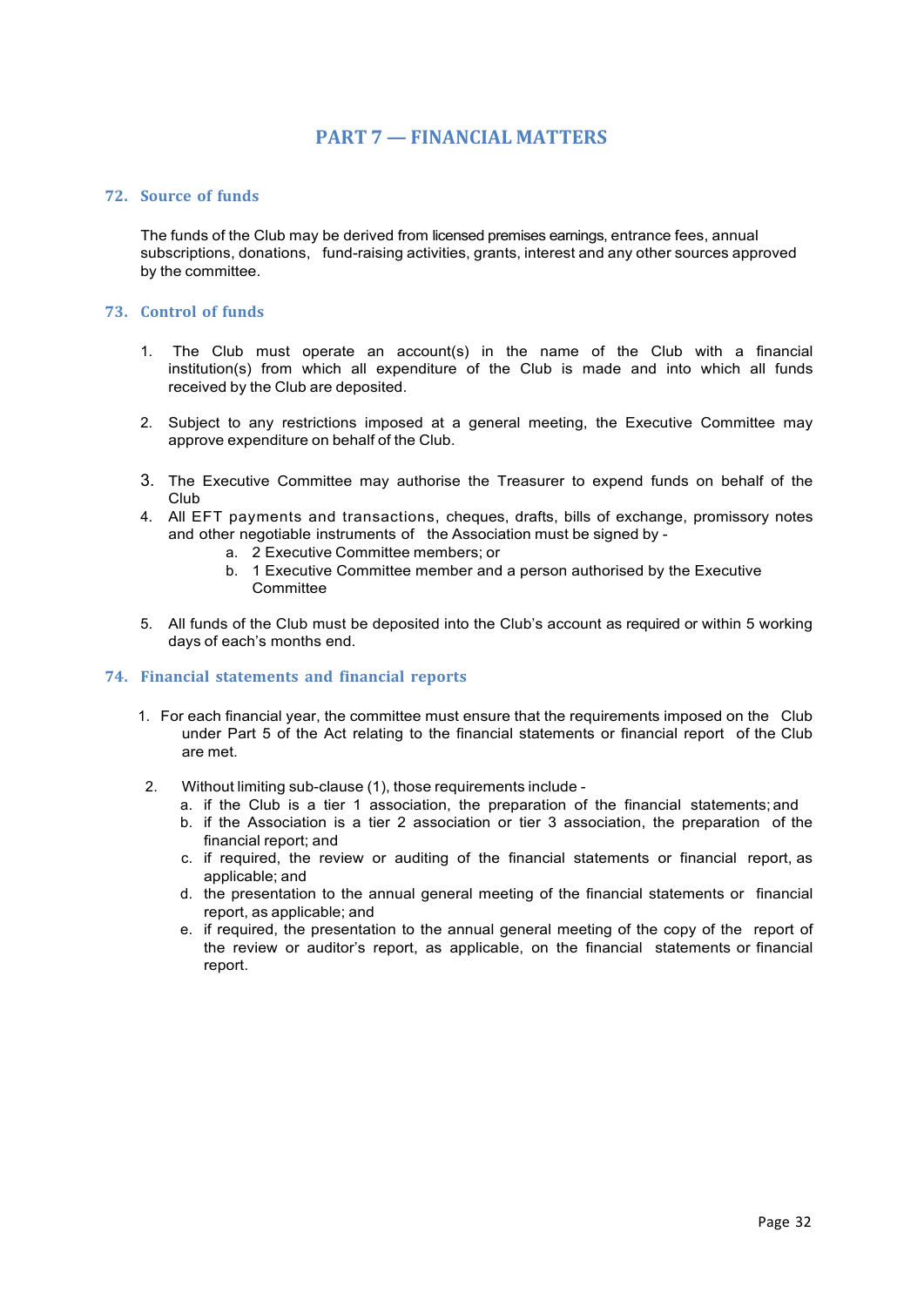# PART 7 — FINANCIAL MATTERS

## 72. Source of funds

The funds of the Club may be derived from licensed premises earnings, entrance fees, annual subscriptions, donations, fund-raising activities, grants, interest and any other sources approved by the committee.

## 73. Control of funds

1. The Club must operate an account(s) in the name of the Club with a financial institution(s) from which all expenditure of the Club is made and into which all funds received by the Club are deposited.

2. Subject to any restrictions imposed at a general meeting, the Executive Committee may approve expenditure on behalf of the Club.

3. The Executive Committee may authorise the Treasurer to expend funds on behalf of the Club
4. All EFT payments and transactions, cheques, drafts, bills of exchange, promissory notes and other negotiable instruments of the Association must be signed by -
   a. 2 Executive Committee members; or
   b. 1 Executive Committee member and a person authorised by the Executive Committee

5. All funds of the Club must be deposited into the Club's account as required or within 5 working days of each's months end.

## 74. Financial statements and financial reports

1. For each financial year, the committee must ensure that the requirements imposed on the Club under Part 5 of the Act relating to the financial statements or financial report of the Club are met.

2. Without limiting sub-clause (1), those requirements include -
   a. if the Club is a tier 1 association, the preparation of the financial statements; and
   b. if the Association is a tier 2 association or tier 3 association, the preparation of the financial report; and
   c. if required, the review or auditing of the financial statements or financial report, as applicable; and
   d. the presentation to the annual general meeting of the financial statements or financial report, as applicable; and
   e. if required, the presentation to the annual general meeting of the copy of the report of the review or auditor's report, as applicable, on the financial statements or financial report.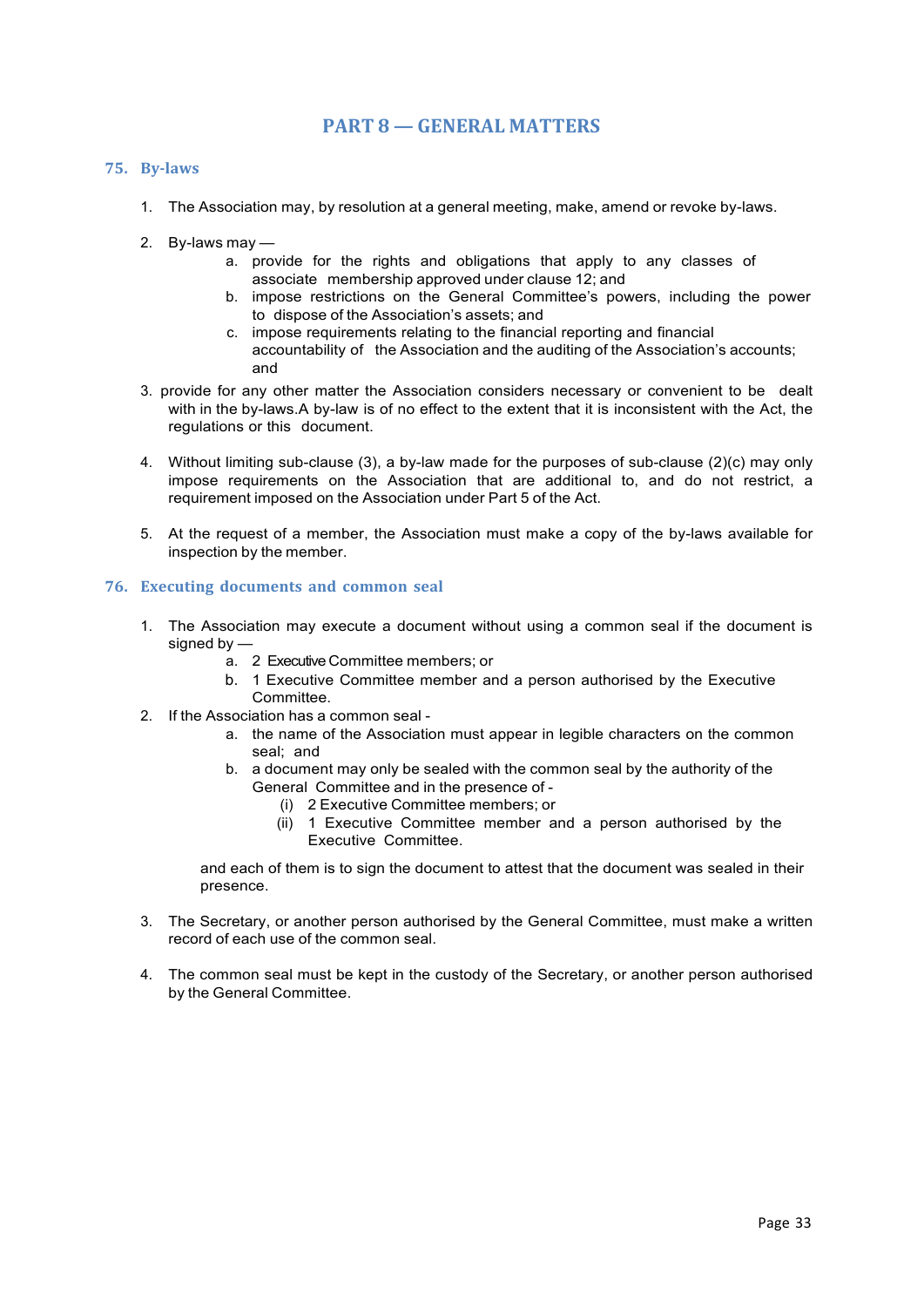# PART 8 — GENERAL MATTERS

## 75. By-laws

1. The Association may, by resolution at a general meeting, make, amend or revoke by-laws.

2. By-laws may —
   a. provide for the rights and obligations that apply to any classes of associate membership approved under clause 12; and
   b. impose restrictions on the General Committee's powers, including the power to dispose of the Association's assets; and
   c. impose requirements relating to the financial reporting and financial accountability of the Association and the auditing of the Association's accounts; and

3. provide for any other matter the Association considers necessary or convenient to be dealt with in the by-laws.A by-law is of no effect to the extent that it is inconsistent with the Act, the regulations or this document.

4. Without limiting sub-clause (3), a by-law made for the purposes of sub-clause (2)(c) may only impose requirements on the Association that are additional to, and do not restrict, a requirement imposed on the Association under Part 5 of the Act.

5. At the request of a member, the Association must make a copy of the by-laws available for inspection by the member.

## 76. Executing documents and common seal

1. The Association may execute a document without using a common seal if the document is signed by —
   a. 2 Executive Committee members; or
   b. 1 Executive Committee member and a person authorised by the Executive Committee.
2. If the Association has a common seal -
   a. the name of the Association must appear in legible characters on the common seal; and
   b. a document may only be sealed with the common seal by the authority of the General Committee and in the presence of -
      (i) 2 Executive Committee members; or
      (ii) 1 Executive Committee member and a person authorised by the Executive Committee.

   and each of them is to sign the document to attest that the document was sealed in their presence.

3. The Secretary, or another person authorised by the General Committee, must make a written record of each use of the common seal.

4. The common seal must be kept in the custody of the Secretary, or another person authorised by the General Committee.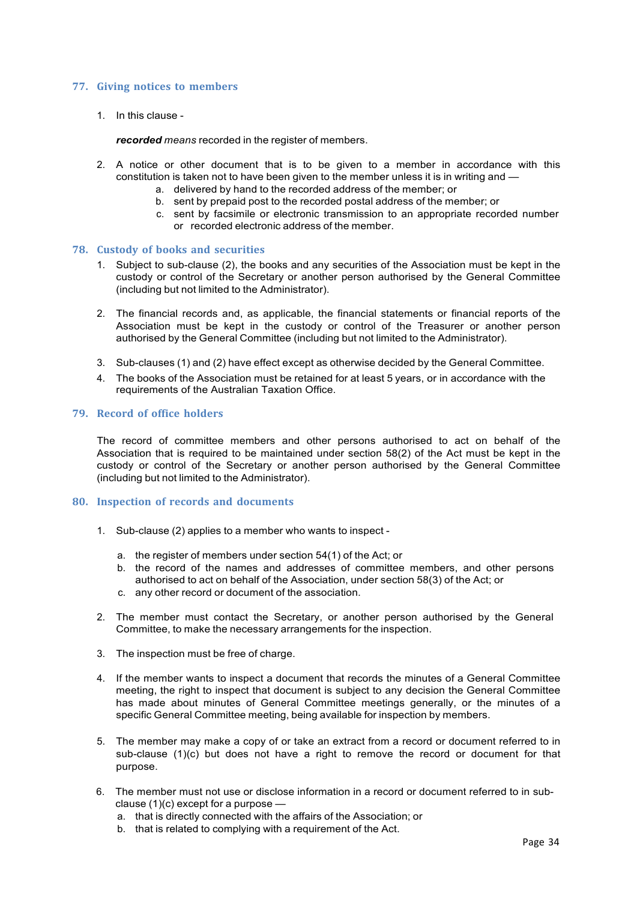## 77. Giving notices to members

1. In this clause -

   ***recorded*** *means* recorded in the register of members.

2. A notice or other document that is to be given to a member in accordance with this constitution is taken not to have been given to the member unless it is in writing and —
   a. delivered by hand to the recorded address of the member; or
   b. sent by prepaid post to the recorded postal address of the member; or
   c. sent by facsimile or electronic transmission to an appropriate recorded number or recorded electronic address of the member.

## 78. Custody of books and securities

1. Subject to sub-clause (2), the books and any securities of the Association must be kept in the custody or control of the Secretary or another person authorised by the General Committee (including but not limited to the Administrator).

2. The financial records and, as applicable, the financial statements or financial reports of the Association must be kept in the custody or control of the Treasurer or another person authorised by the General Committee (including but not limited to the Administrator).

3. Sub-clauses (1) and (2) have effect except as otherwise decided by the General Committee.

4. The books of the Association must be retained for at least 5 years, or in accordance with the requirements of the Australian Taxation Office.

## 79. Record of office holders

The record of committee members and other persons authorised to act on behalf of the Association that is required to be maintained under section 58(2) of the Act must be kept in the custody or control of the Secretary or another person authorised by the General Committee (including but not limited to the Administrator).

## 80. Inspection of records and documents

1. Sub-clause (2) applies to a member who wants to inspect -

   a. the register of members under section 54(1) of the Act; or
   b. the record of the names and addresses of committee members, and other persons authorised to act on behalf of the Association, under section 58(3) of the Act; or
   c. any other record or document of the association.

2. The member must contact the Secretary, or another person authorised by the General Committee, to make the necessary arrangements for the inspection.

3. The inspection must be free of charge.

4. If the member wants to inspect a document that records the minutes of a General Committee meeting, the right to inspect that document is subject to any decision the General Committee has made about minutes of General Committee meetings generally, or the minutes of a specific General Committee meeting, being available for inspection by members.

5. The member may make a copy of or take an extract from a record or document referred to in sub-clause (1)(c) but does not have a right to remove the record or document for that purpose.

6. The member must not use or disclose information in a record or document referred to in sub-clause (1)(c) except for a purpose —
   a. that is directly connected with the affairs of the Association; or
   b. that is related to complying with a requirement of the Act.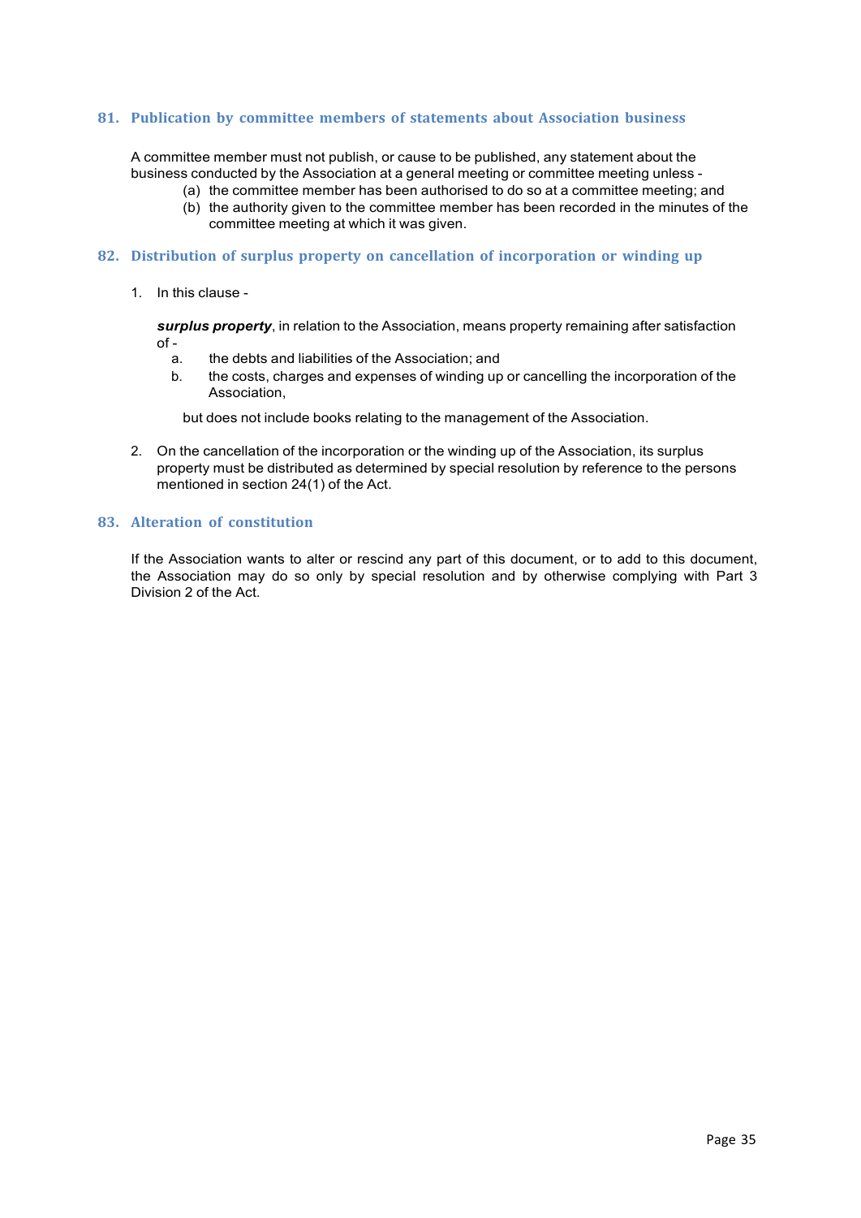## 81. Publication by committee members of statements about Association business

A committee member must not publish, or cause to be published, any statement about the business conducted by the Association at a general meeting or committee meeting unless -

(a) the committee member has been authorised to do so at a committee meeting; and

(b) the authority given to the committee member has been recorded in the minutes of the committee meeting at which it was given.

## 82. Distribution of surplus property on cancellation of incorporation or winding up

1. In this clause -

   ***surplus property***, in relation to the Association, means property remaining after satisfaction of -

   a. the debts and liabilities of the Association; and

   b. the costs, charges and expenses of winding up or cancelling the incorporation of the Association,

   but does not include books relating to the management of the Association.

2. On the cancellation of the incorporation or the winding up of the Association, its surplus property must be distributed as determined by special resolution by reference to the persons mentioned in section 24(1) of the Act.

## 83. Alteration of constitution

If the Association wants to alter or rescind any part of this document, or to add to this document, the Association may do so only by special resolution and by otherwise complying with Part 3 Division 2 of the Act.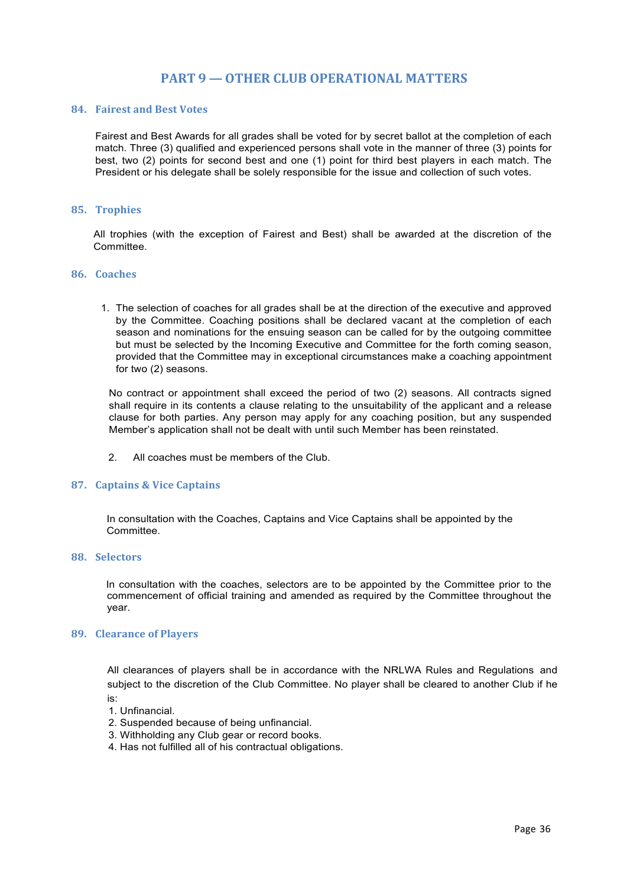# PART 9 — OTHER CLUB OPERATIONAL MATTERS

## 84. Fairest and Best Votes

Fairest and Best Awards for all grades shall be voted for by secret ballot at the completion of each match. Three (3) qualified and experienced persons shall vote in the manner of three (3) points for best, two (2) points for second best and one (1) point for third best players in each match. The President or his delegate shall be solely responsible for the issue and collection of such votes.

## 85. Trophies

All trophies (with the exception of Fairest and Best) shall be awarded at the discretion of the Committee.

## 86. Coaches

1. The selection of coaches for all grades shall be at the direction of the executive and approved by the Committee. Coaching positions shall be declared vacant at the completion of each season and nominations for the ensuing season can be called for by the outgoing committee but must be selected by the Incoming Executive and Committee for the forth coming season, provided that the Committee may in exceptional circumstances make a coaching appointment for two (2) seasons.

   No contract or appointment shall exceed the period of two (2) seasons. All contracts signed shall require in its contents a clause relating to the unsuitability of the applicant and a release clause for both parties. Any person may apply for any coaching position, but any suspended Member's application shall not be dealt with until such Member has been reinstated.

2. All coaches must be members of the Club.

## 87. Captains & Vice Captains

In consultation with the Coaches, Captains and Vice Captains shall be appointed by the Committee.

## 88. Selectors

In consultation with the coaches, selectors are to be appointed by the Committee prior to the commencement of official training and amended as required by the Committee throughout the year.

## 89. Clearance of Players

All clearances of players shall be in accordance with the NRLWA Rules and Regulations and subject to the discretion of the Club Committee. No player shall be cleared to another Club if he is:

1. Unfinancial.
2. Suspended because of being unfinancial.
3. Withholding any Club gear or record books.
4. Has not fulfilled all of his contractual obligations.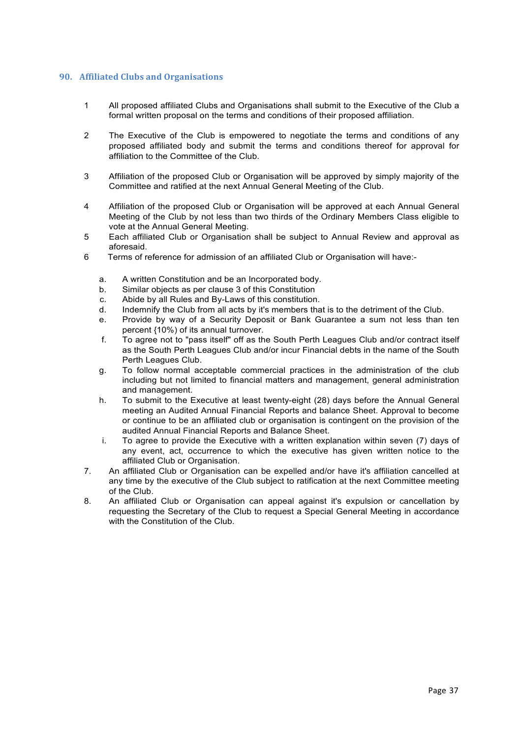## 90. Affiliated Clubs and Organisations

1. All proposed affiliated Clubs and Organisations shall submit to the Executive of the Club a formal written proposal on the terms and conditions of their proposed affiliation.

2. The Executive of the Club is empowered to negotiate the terms and conditions of any proposed affiliated body and submit the terms and conditions thereof for approval for affiliation to the Committee of the Club.

3. Affiliation of the proposed Club or Organisation will be approved by simply majority of the Committee and ratified at the next Annual General Meeting of the Club.

4. Affiliation of the proposed Club or Organisation will be approved at each Annual General Meeting of the Club by not less than two thirds of the Ordinary Members Class eligible to vote at the Annual General Meeting.
5. Each affiliated Club or Organisation shall be subject to Annual Review and approval as aforesaid.
6. Terms of reference for admission of an affiliated Club or Organisation will have:-

   a. A written Constitution and be an Incorporated body.
   b. Similar objects as per clause 3 of this Constitution
   c. Abide by all Rules and By-Laws of this constitution.
   d. Indemnify the Club from all acts by it's members that is to the detriment of the Club.
   e. Provide by way of a Security Deposit or Bank Guarantee a sum not less than ten percent {10%) of its annual turnover.
   f. To agree not to "pass itself" off as the South Perth Leagues Club and/or contract itself as the South Perth Leagues Club and/or incur Financial debts in the name of the South Perth Leagues Club.
   g. To follow normal acceptable commercial practices in the administration of the club including but not limited to financial matters and management, general administration and management.
   h. To submit to the Executive at least twenty-eight (28) days before the Annual General meeting an Audited Annual Financial Reports and balance Sheet. Approval to become or continue to be an affiliated club or organisation is contingent on the provision of the audited Annual Financial Reports and Balance Sheet.
   i. To agree to provide the Executive with a written explanation within seven (7) days of any event, act, occurrence to which the executive has given written notice to the affiliated Club or Organisation.
7. An affiliated Club or Organisation can be expelled and/or have it's affiliation cancelled at any time by the executive of the Club subject to ratification at the next Committee meeting of the Club.
8. An affiliated Club or Organisation can appeal against it's expulsion or cancellation by requesting the Secretary of the Club to request a Special General Meeting in accordance with the Constitution of the Club.